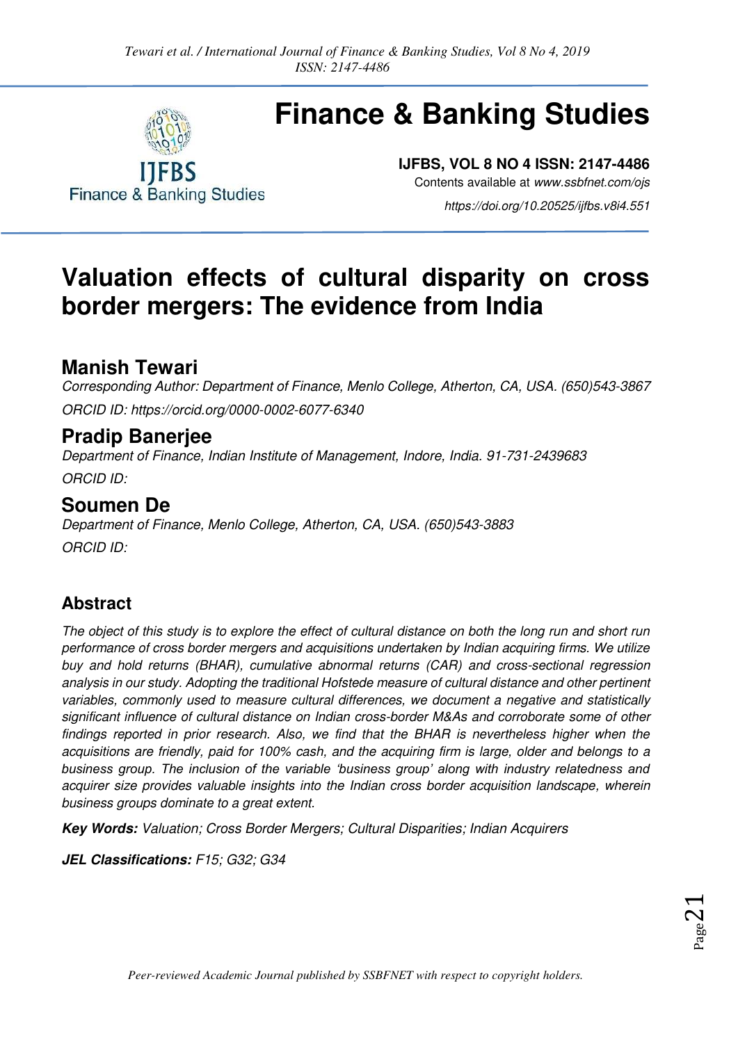# Finance & Banking Studies

**IJFBS, VOL 8 NO 4 ISSN: 2147-4486**

Contents available at *www.ssbfnet.com/ojs*

*https://doi.org/10.20525/ijfbs.v8i4.551*

# Valuation effects of cultural disparity on cross border mergers: The evidence from India

## Manish Tewari

*Corresponding Author: Department of Finance, Menlo College, Atherton, CA, USA. (650)543-3867*

*ORCID ID: https://orcid.org/0000-0002-6077-6340*

## Pradip Banerjee

*Department of Finance, Indian Institute of Management, Indore, India. 91-731-2439683*

*ORCID ID:*

## Soumen De

*Department of Finance, Menlo College, Atherton, CA, USA. (650)543-3883*

*ORCID ID:*

### Abstract

*The object of this study is to explore the effect of cultural distance on both the long run and short run performance of cross border mergers and acquisitions undertaken by Indian acquiring firms. We utilize buy and hold returns (BHAR), cumulative abnormal returns (CAR) and cross-sectional regression analysis in our study. Adopting the traditional Hofstede measure of cultural distance and other pertinent variables, commonly used to measure cultural differences, we document a negative and statistically significant influence of cultural distance on Indian cross-border M&As and corroborate some of other findings reported in prior research. Also, we find that the BHAR is nevertheless higher when the acquisitions are friendly, paid for 100% cash, and the acquiring firm is large, older and belongs to a business group. The inclusion of the variable 'business group' along with industry relatedness and acquirer size provides valuable insights into the Indian cross border acquisition landscape, wherein business groups dominate to a great extent.*

***Key Words:*** *Valuation; Cross Border Mergers; Cultural Disparities; Indian Acquirers*

***JEL Classifications:*** *F15; G32; G34*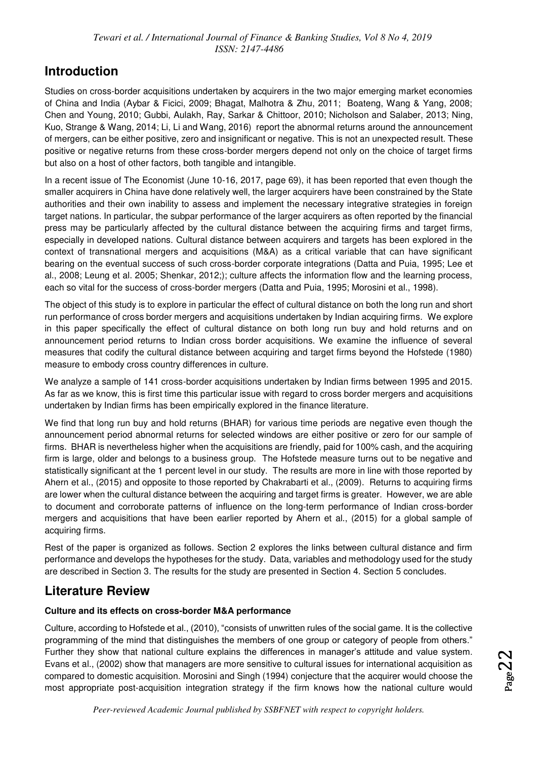## Introduction

Studies on cross-border acquisitions undertaken by acquirers in the two major emerging market economies of China and India (Aybar & Ficici, 2009; Bhagat, Malhotra & Zhu, 2011; Boateng, Wang & Yang, 2008; Chen and Young, 2010; Gubbi, Aulakh, Ray, Sarkar & Chittoor, 2010; Nicholson and Salaber, 2013; Ning, Kuo, Strange & Wang, 2014; Li, Li and Wang, 2016) report the abnormal returns around the announcement of mergers, can be either positive, zero and insignificant or negative. This is not an unexpected result. These positive or negative returns from these cross-border mergers depend not only on the choice of target firms but also on a host of other factors, both tangible and intangible.

In a recent issue of The Economist (June 10-16, 2017, page 69), it has been reported that even though the smaller acquirers in China have done relatively well, the larger acquirers have been constrained by the State authorities and their own inability to assess and implement the necessary integrative strategies in foreign target nations. In particular, the subpar performance of the larger acquirers as often reported by the financial press may be particularly affected by the cultural distance between the acquiring firms and target firms, especially in developed nations. Cultural distance between acquirers and targets has been explored in the context of transnational mergers and acquisitions (M&A) as a critical variable that can have significant bearing on the eventual success of such cross-border corporate integrations (Datta and Puia, 1995; Lee et al., 2008; Leung et al. 2005; Shenkar, 2012;); culture affects the information flow and the learning process, each so vital for the success of cross-border mergers (Datta and Puia, 1995; Morosini et al., 1998).

The object of this study is to explore in particular the effect of cultural distance on both the long run and short run performance of cross border mergers and acquisitions undertaken by Indian acquiring firms. We explore in this paper specifically the effect of cultural distance on both long run buy and hold returns and on announcement period returns to Indian cross border acquisitions. We examine the influence of several measures that codify the cultural distance between acquiring and target firms beyond the Hofstede (1980) measure to embody cross country differences in culture.

We analyze a sample of 141 cross-border acquisitions undertaken by Indian firms between 1995 and 2015. As far as we know, this is first time this particular issue with regard to cross border mergers and acquisitions undertaken by Indian firms has been empirically explored in the finance literature.

We find that long run buy and hold returns (BHAR) for various time periods are negative even though the announcement period abnormal returns for selected windows are either positive or zero for our sample of firms. BHAR is nevertheless higher when the acquisitions are friendly, paid for 100% cash, and the acquiring firm is large, older and belongs to a business group. The Hofstede measure turns out to be negative and statistically significant at the 1 percent level in our study. The results are more in line with those reported by Ahern et al., (2015) and opposite to those reported by Chakrabarti et al., (2009). Returns to acquiring firms are lower when the cultural distance between the acquiring and target firms is greater. However, we are able to document and corroborate patterns of influence on the long-term performance of Indian cross-border mergers and acquisitions that have been earlier reported by Ahern et al., (2015) for a global sample of acquiring firms.

Rest of the paper is organized as follows. Section 2 explores the links between cultural distance and firm performance and develops the hypotheses for the study. Data, variables and methodology used for the study are described in Section 3. The results for the study are presented in Section 4. Section 5 concludes.

## Literature Review

### Culture and its effects on cross-border M&A performance

Culture, according to Hofstede et al., (2010), "consists of unwritten rules of the social game. It is the collective programming of the mind that distinguishes the members of one group or category of people from others." Further they show that national culture explains the differences in manager's attitude and value system. Evans et al., (2002) show that managers are more sensitive to cultural issues for international acquisition as compared to domestic acquisition. Morosini and Singh (1994) conjecture that the acquirer would choose the most appropriate post-acquisition integration strategy if the firm knows how the national culture would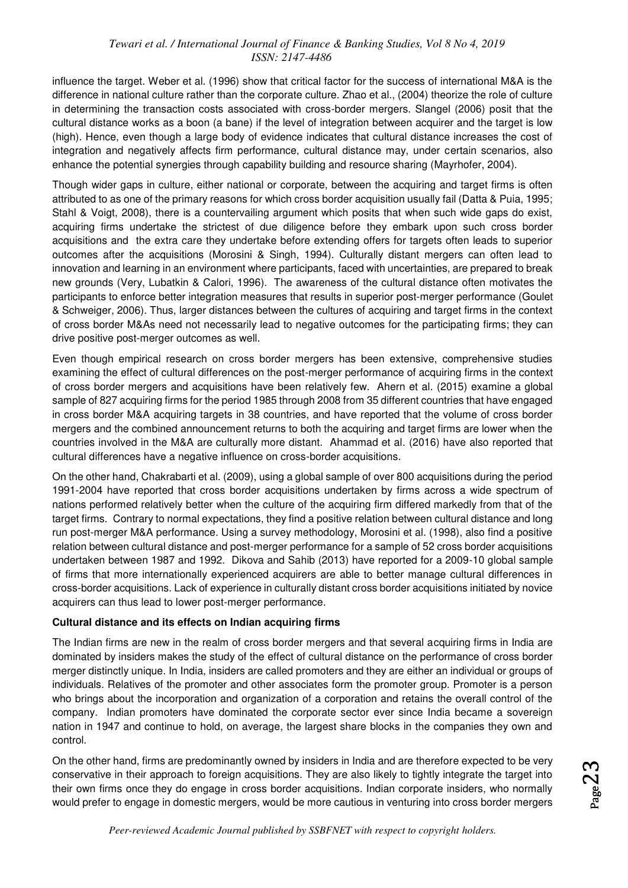influence the target. Weber et al. (1996) show that critical factor for the success of international M&A is the difference in national culture rather than the corporate culture. Zhao et al., (2004) theorize the role of culture in determining the transaction costs associated with cross-border mergers. Slangel (2006) posit that the cultural distance works as a boon (a bane) if the level of integration between acquirer and the target is low (high). Hence, even though a large body of evidence indicates that cultural distance increases the cost of integration and negatively affects firm performance, cultural distance may, under certain scenarios, also enhance the potential synergies through capability building and resource sharing (Mayrhofer, 2004).

Though wider gaps in culture, either national or corporate, between the acquiring and target firms is often attributed to as one of the primary reasons for which cross border acquisition usually fail (Datta & Puia, 1995; Stahl & Voigt, 2008), there is a countervailing argument which posits that when such wide gaps do exist, acquiring firms undertake the strictest of due diligence before they embark upon such cross border acquisitions and the extra care they undertake before extending offers for targets often leads to superior outcomes after the acquisitions (Morosini & Singh, 1994). Culturally distant mergers can often lead to innovation and learning in an environment where participants, faced with uncertainties, are prepared to break new grounds (Very, Lubatkin & Calori, 1996). The awareness of the cultural distance often motivates the participants to enforce better integration measures that results in superior post-merger performance (Goulet & Schweiger, 2006). Thus, larger distances between the cultures of acquiring and target firms in the context of cross border M&As need not necessarily lead to negative outcomes for the participating firms; they can drive positive post-merger outcomes as well.

Even though empirical research on cross border mergers has been extensive, comprehensive studies examining the effect of cultural differences on the post-merger performance of acquiring firms in the context of cross border mergers and acquisitions have been relatively few. Ahern et al. (2015) examine a global sample of 827 acquiring firms for the period 1985 through 2008 from 35 different countries that have engaged in cross border M&A acquiring targets in 38 countries, and have reported that the volume of cross border mergers and the combined announcement returns to both the acquiring and target firms are lower when the countries involved in the M&A are culturally more distant. Ahammad et al. (2016) have also reported that cultural differences have a negative influence on cross-border acquisitions.

On the other hand, Chakrabarti et al. (2009), using a global sample of over 800 acquisitions during the period 1991-2004 have reported that cross border acquisitions undertaken by firms across a wide spectrum of nations performed relatively better when the culture of the acquiring firm differed markedly from that of the target firms. Contrary to normal expectations, they find a positive relation between cultural distance and long run post-merger M&A performance. Using a survey methodology, Morosini et al. (1998), also find a positive relation between cultural distance and post-merger performance for a sample of 52 cross border acquisitions undertaken between 1987 and 1992. Dikova and Sahib (2013) have reported for a 2009-10 global sample of firms that more internationally experienced acquirers are able to better manage cultural differences in cross-border acquisitions. Lack of experience in culturally distant cross border acquisitions initiated by novice acquirers can thus lead to lower post-merger performance.

**Cultural distance and its effects on Indian acquiring firms**

The Indian firms are new in the realm of cross border mergers and that several acquiring firms in India are dominated by insiders makes the study of the effect of cultural distance on the performance of cross border merger distinctly unique. In India, insiders are called promoters and they are either an individual or groups of individuals. Relatives of the promoter and other associates form the promoter group. Promoter is a person who brings about the incorporation and organization of a corporation and retains the overall control of the company. Indian promoters have dominated the corporate sector ever since India became a sovereign nation in 1947 and continue to hold, on average, the largest share blocks in the companies they own and control.

On the other hand, firms are predominantly owned by insiders in India and are therefore expected to be very conservative in their approach to foreign acquisitions. They are also likely to tightly integrate the target into their own firms once they do engage in cross border acquisitions. Indian corporate insiders, who normally would prefer to engage in domestic mergers, would be more cautious in venturing into cross border mergers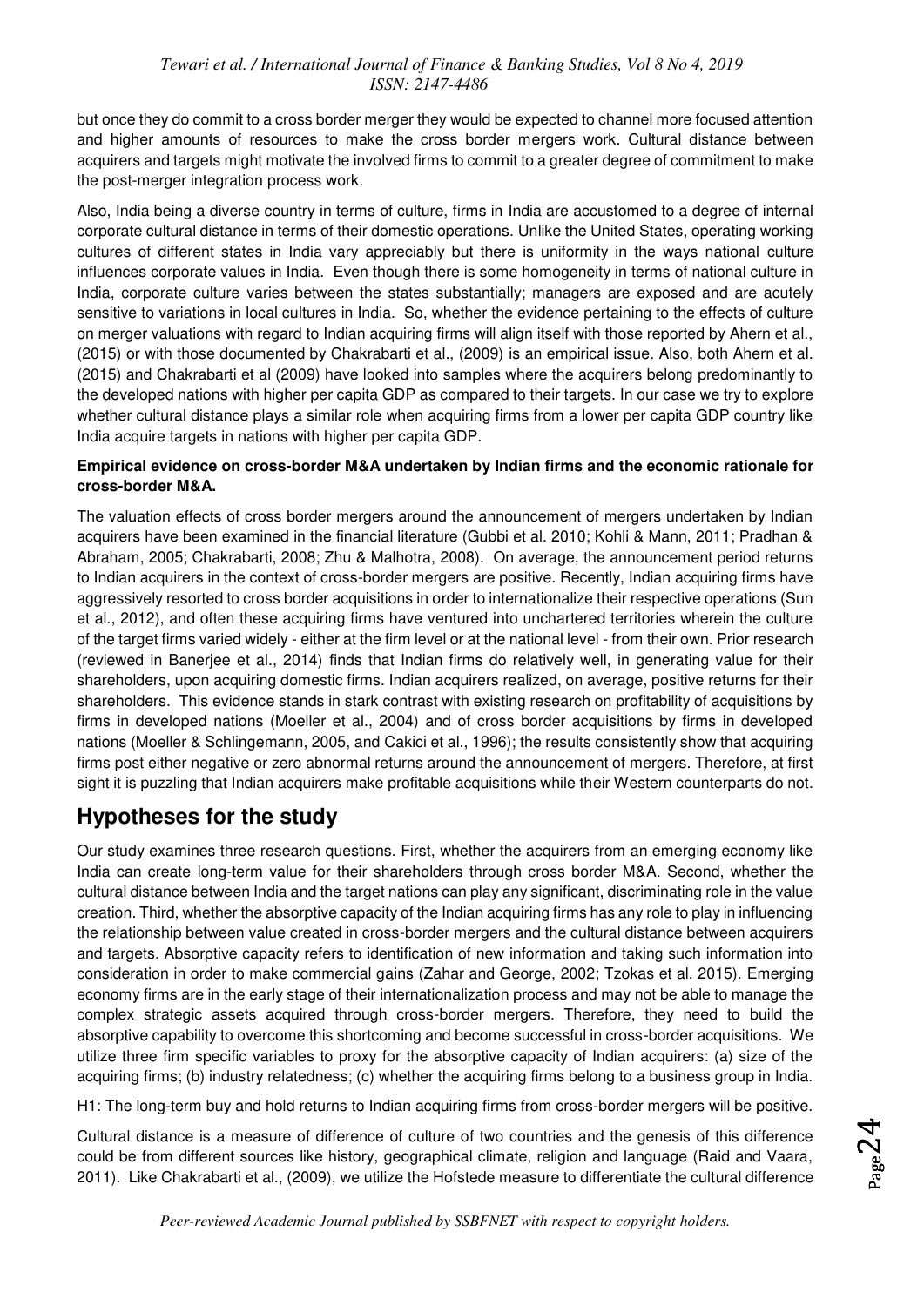but once they do commit to a cross border merger they would be expected to channel more focused attention and higher amounts of resources to make the cross border mergers work. Cultural distance between acquirers and targets might motivate the involved firms to commit to a greater degree of commitment to make the post-merger integration process work.

Also, India being a diverse country in terms of culture, firms in India are accustomed to a degree of internal corporate cultural distance in terms of their domestic operations. Unlike the United States, operating working cultures of different states in India vary appreciably but there is uniformity in the ways national culture influences corporate values in India. Even though there is some homogeneity in terms of national culture in India, corporate culture varies between the states substantially; managers are exposed and are acutely sensitive to variations in local cultures in India. So, whether the evidence pertaining to the effects of culture on merger valuations with regard to Indian acquiring firms will align itself with those reported by Ahern et al., (2015) or with those documented by Chakrabarti et al., (2009) is an empirical issue. Also, both Ahern et al. (2015) and Chakrabarti et al (2009) have looked into samples where the acquirers belong predominantly to the developed nations with higher per capita GDP as compared to their targets. In our case we try to explore whether cultural distance plays a similar role when acquiring firms from a lower per capita GDP country like India acquire targets in nations with higher per capita GDP.

**Empirical evidence on cross-border M&A undertaken by Indian firms and the economic rationale for cross-border M&A.**

The valuation effects of cross border mergers around the announcement of mergers undertaken by Indian acquirers have been examined in the financial literature (Gubbi et al. 2010; Kohli & Mann, 2011; Pradhan & Abraham, 2005; Chakrabarti, 2008; Zhu & Malhotra, 2008). On average, the announcement period returns to Indian acquirers in the context of cross-border mergers are positive. Recently, Indian acquiring firms have aggressively resorted to cross border acquisitions in order to internationalize their respective operations (Sun et al., 2012), and often these acquiring firms have ventured into unchartered territories wherein the culture of the target firms varied widely - either at the firm level or at the national level - from their own. Prior research (reviewed in Banerjee et al., 2014) finds that Indian firms do relatively well, in generating value for their shareholders, upon acquiring domestic firms. Indian acquirers realized, on average, positive returns for their shareholders. This evidence stands in stark contrast with existing research on profitability of acquisitions by firms in developed nations (Moeller et al., 2004) and of cross border acquisitions by firms in developed nations (Moeller & Schlingemann, 2005, and Cakici et al., 1996); the results consistently show that acquiring firms post either negative or zero abnormal returns around the announcement of mergers. Therefore, at first sight it is puzzling that Indian acquirers make profitable acquisitions while their Western counterparts do not.

## Hypotheses for the study

Our study examines three research questions. First, whether the acquirers from an emerging economy like India can create long-term value for their shareholders through cross border M&A. Second, whether the cultural distance between India and the target nations can play any significant, discriminating role in the value creation. Third, whether the absorptive capacity of the Indian acquiring firms has any role to play in influencing the relationship between value created in cross-border mergers and the cultural distance between acquirers and targets. Absorptive capacity refers to identification of new information and taking such information into consideration in order to make commercial gains (Zahar and George, 2002; Tzokas et al. 2015). Emerging economy firms are in the early stage of their internationalization process and may not be able to manage the complex strategic assets acquired through cross-border mergers. Therefore, they need to build the absorptive capability to overcome this shortcoming and become successful in cross-border acquisitions. We utilize three firm specific variables to proxy for the absorptive capacity of Indian acquirers: (a) size of the acquiring firms; (b) industry relatedness; (c) whether the acquiring firms belong to a business group in India.

H1: The long-term buy and hold returns to Indian acquiring firms from cross-border mergers will be positive.

Cultural distance is a measure of difference of culture of two countries and the genesis of this difference could be from different sources like history, geographical climate, religion and language (Raid and Vaara, 2011). Like Chakrabarti et al., (2009), we utilize the Hofstede measure to differentiate the cultural difference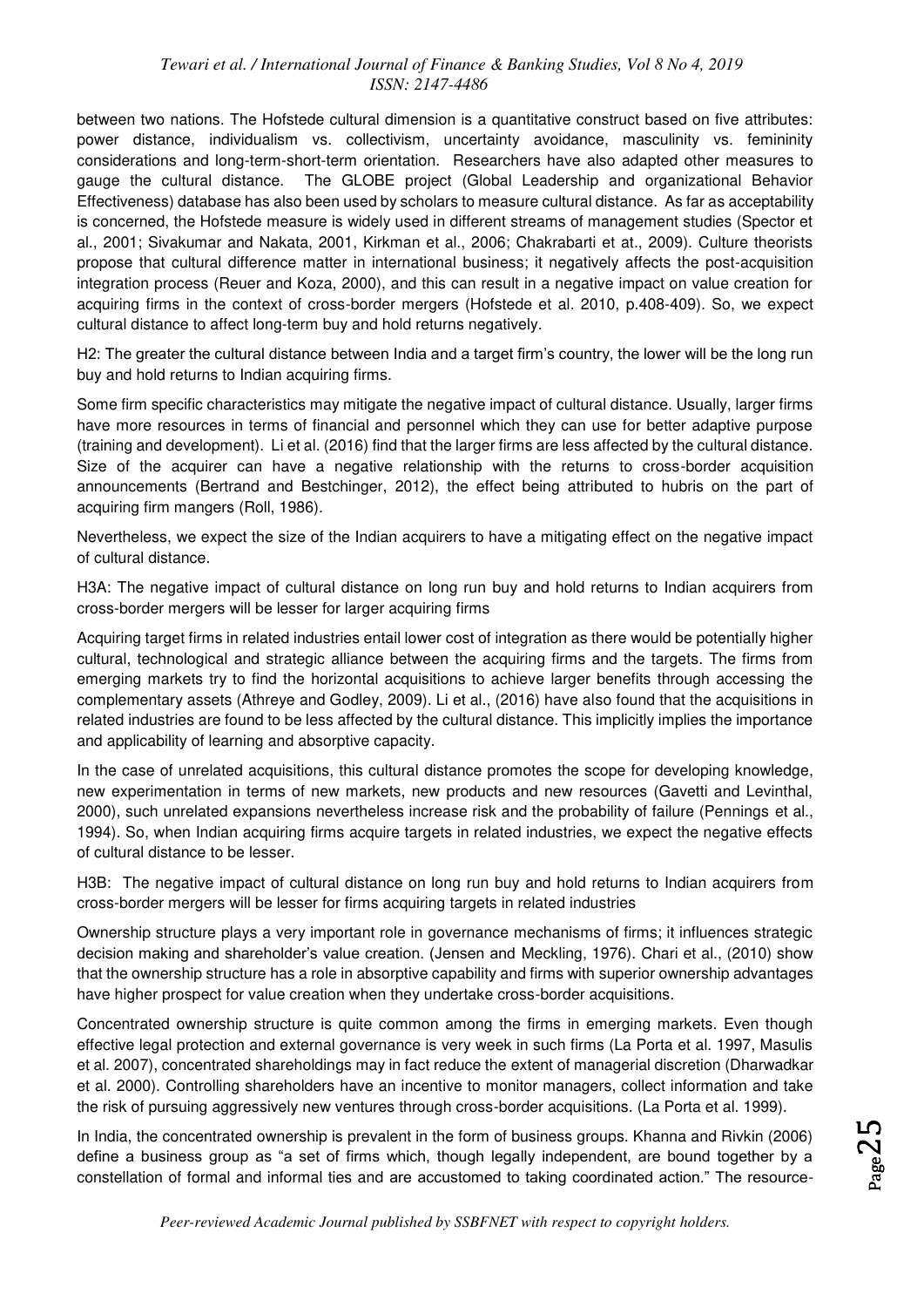between two nations. The Hofstede cultural dimension is a quantitative construct based on five attributes: power distance, individualism vs. collectivism, uncertainty avoidance, masculinity vs. femininity considerations and long-term-short-term orientation. Researchers have also adapted other measures to gauge the cultural distance. The GLOBE project (Global Leadership and organizational Behavior Effectiveness) database has also been used by scholars to measure cultural distance. As far as acceptability is concerned, the Hofstede measure is widely used in different streams of management studies (Spector et al., 2001; Sivakumar and Nakata, 2001, Kirkman et al., 2006; Chakrabarti et at., 2009). Culture theorists propose that cultural difference matter in international business; it negatively affects the post-acquisition integration process (Reuer and Koza, 2000), and this can result in a negative impact on value creation for acquiring firms in the context of cross-border mergers (Hofstede et al. 2010, p.408-409). So, we expect cultural distance to affect long-term buy and hold returns negatively.

H2: The greater the cultural distance between India and a target firm's country, the lower will be the long run buy and hold returns to Indian acquiring firms.

Some firm specific characteristics may mitigate the negative impact of cultural distance. Usually, larger firms have more resources in terms of financial and personnel which they can use for better adaptive purpose (training and development). Li et al. (2016) find that the larger firms are less affected by the cultural distance. Size of the acquirer can have a negative relationship with the returns to cross-border acquisition announcements (Bertrand and Bestchinger, 2012), the effect being attributed to hubris on the part of acquiring firm mangers (Roll, 1986).

Nevertheless, we expect the size of the Indian acquirers to have a mitigating effect on the negative impact of cultural distance.

H3A: The negative impact of cultural distance on long run buy and hold returns to Indian acquirers from cross-border mergers will be lesser for larger acquiring firms

Acquiring target firms in related industries entail lower cost of integration as there would be potentially higher cultural, technological and strategic alliance between the acquiring firms and the targets. The firms from emerging markets try to find the horizontal acquisitions to achieve larger benefits through accessing the complementary assets (Athreye and Godley, 2009). Li et al., (2016) have also found that the acquisitions in related industries are found to be less affected by the cultural distance. This implicitly implies the importance and applicability of learning and absorptive capacity.

In the case of unrelated acquisitions, this cultural distance promotes the scope for developing knowledge, new experimentation in terms of new markets, new products and new resources (Gavetti and Levinthal, 2000), such unrelated expansions nevertheless increase risk and the probability of failure (Pennings et al., 1994). So, when Indian acquiring firms acquire targets in related industries, we expect the negative effects of cultural distance to be lesser.

H3B: The negative impact of cultural distance on long run buy and hold returns to Indian acquirers from cross-border mergers will be lesser for firms acquiring targets in related industries

Ownership structure plays a very important role in governance mechanisms of firms; it influences strategic decision making and shareholder's value creation. (Jensen and Meckling, 1976). Chari et al., (2010) show that the ownership structure has a role in absorptive capability and firms with superior ownership advantages have higher prospect for value creation when they undertake cross-border acquisitions.

Concentrated ownership structure is quite common among the firms in emerging markets. Even though effective legal protection and external governance is very week in such firms (La Porta et al. 1997, Masulis et al. 2007), concentrated shareholdings may in fact reduce the extent of managerial discretion (Dharwadkar et al. 2000). Controlling shareholders have an incentive to monitor managers, collect information and take the risk of pursuing aggressively new ventures through cross-border acquisitions. (La Porta et al. 1999).

In India, the concentrated ownership is prevalent in the form of business groups. Khanna and Rivkin (2006) define a business group as "a set of firms which, though legally independent, are bound together by a constellation of formal and informal ties and are accustomed to taking coordinated action." The resource-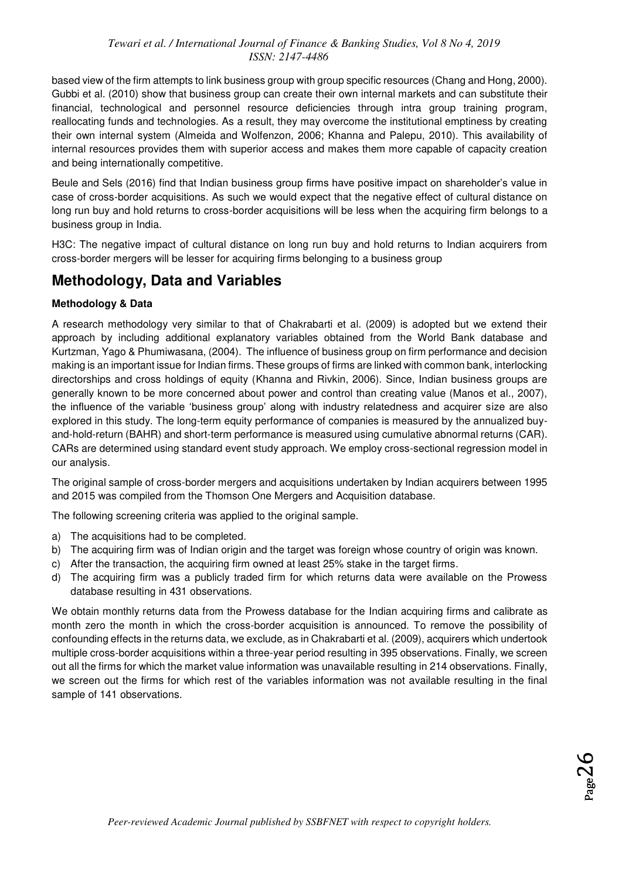based view of the firm attempts to link business group with group specific resources (Chang and Hong, 2000). Gubbi et al. (2010) show that business group can create their own internal markets and can substitute their financial, technological and personnel resource deficiencies through intra group training program, reallocating funds and technologies. As a result, they may overcome the institutional emptiness by creating their own internal system (Almeida and Wolfenzon, 2006; Khanna and Palepu, 2010). This availability of internal resources provides them with superior access and makes them more capable of capacity creation and being internationally competitive.

Beule and Sels (2016) find that Indian business group firms have positive impact on shareholder's value in case of cross-border acquisitions. As such we would expect that the negative effect of cultural distance on long run buy and hold returns to cross-border acquisitions will be less when the acquiring firm belongs to a business group in India.

H3C: The negative impact of cultural distance on long run buy and hold returns to Indian acquirers from cross-border mergers will be lesser for acquiring firms belonging to a business group

## Methodology, Data and Variables

### Methodology & Data

A research methodology very similar to that of Chakrabarti et al. (2009) is adopted but we extend their approach by including additional explanatory variables obtained from the World Bank database and Kurtzman, Yago & Phumiwasana, (2004). The influence of business group on firm performance and decision making is an important issue for Indian firms. These groups of firms are linked with common bank, interlocking directorships and cross holdings of equity (Khanna and Rivkin, 2006). Since, Indian business groups are generally known to be more concerned about power and control than creating value (Manos et al., 2007), the influence of the variable 'business group' along with industry relatedness and acquirer size are also explored in this study. The long-term equity performance of companies is measured by the annualized buy-and-hold-return (BAHR) and short-term performance is measured using cumulative abnormal returns (CAR). CARs are determined using standard event study approach. We employ cross-sectional regression model in our analysis.

The original sample of cross-border mergers and acquisitions undertaken by Indian acquirers between 1995 and 2015 was compiled from the Thomson One Mergers and Acquisition database.

The following screening criteria was applied to the original sample.

a) The acquisitions had to be completed.
b) The acquiring firm was of Indian origin and the target was foreign whose country of origin was known.
c) After the transaction, the acquiring firm owned at least 25% stake in the target firms.
d) The acquiring firm was a publicly traded firm for which returns data were available on the Prowess database resulting in 431 observations.

We obtain monthly returns data from the Prowess database for the Indian acquiring firms and calibrate as month zero the month in which the cross-border acquisition is announced. To remove the possibility of confounding effects in the returns data, we exclude, as in Chakrabarti et al. (2009), acquirers which undertook multiple cross-border acquisitions within a three-year period resulting in 395 observations. Finally, we screen out all the firms for which the market value information was unavailable resulting in 214 observations. Finally, we screen out the firms for which rest of the variables information was not available resulting in the final sample of 141 observations.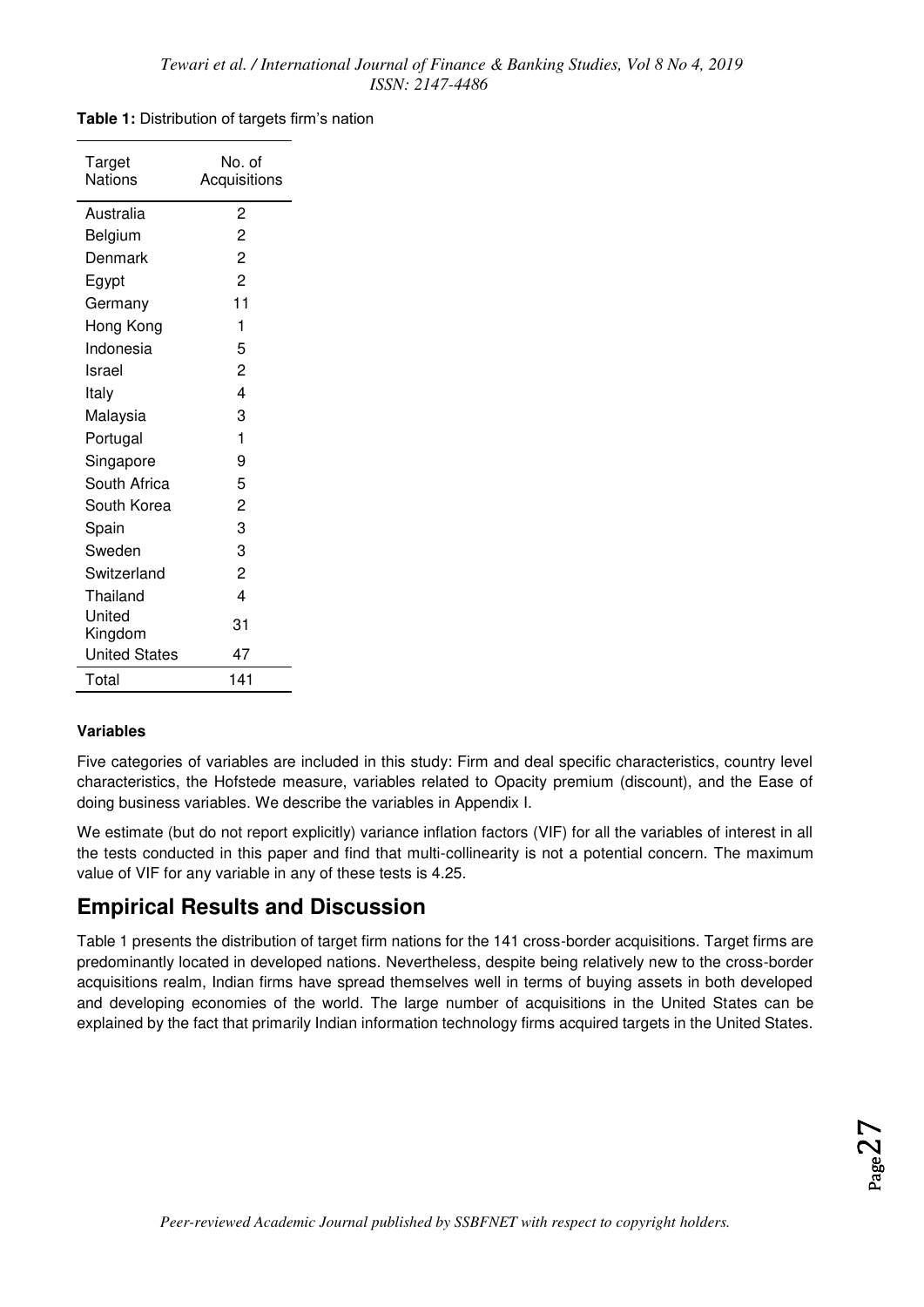**Table 1:** Distribution of targets firm's nation

| Target Nations | No. of Acquisitions |
|---|---|
| Australia | 2 |
| Belgium | 2 |
| Denmark | 2 |
| Egypt | 2 |
| Germany | 11 |
| Hong Kong | 1 |
| Indonesia | 5 |
| Israel | 2 |
| Italy | 4 |
| Malaysia | 3 |
| Portugal | 1 |
| Singapore | 9 |
| South Africa | 5 |
| South Korea | 2 |
| Spain | 3 |
| Sweden | 3 |
| Switzerland | 2 |
| Thailand | 4 |
| United Kingdom | 31 |
| United States | 47 |
| Total | 141 |

**Variables**

Five categories of variables are included in this study: Firm and deal specific characteristics, country level characteristics, the Hofstede measure, variables related to Opacity premium (discount), and the Ease of doing business variables. We describe the variables in Appendix I.

We estimate (but do not report explicitly) variance inflation factors (VIF) for all the variables of interest in all the tests conducted in this paper and find that multi-collinearity is not a potential concern. The maximum value of VIF for any variable in any of these tests is 4.25.

## Empirical Results and Discussion

Table 1 presents the distribution of target firm nations for the 141 cross-border acquisitions. Target firms are predominantly located in developed nations. Nevertheless, despite being relatively new to the cross-border acquisitions realm, Indian firms have spread themselves well in terms of buying assets in both developed and developing economies of the world. The large number of acquisitions in the United States can be explained by the fact that primarily Indian information technology firms acquired targets in the United States.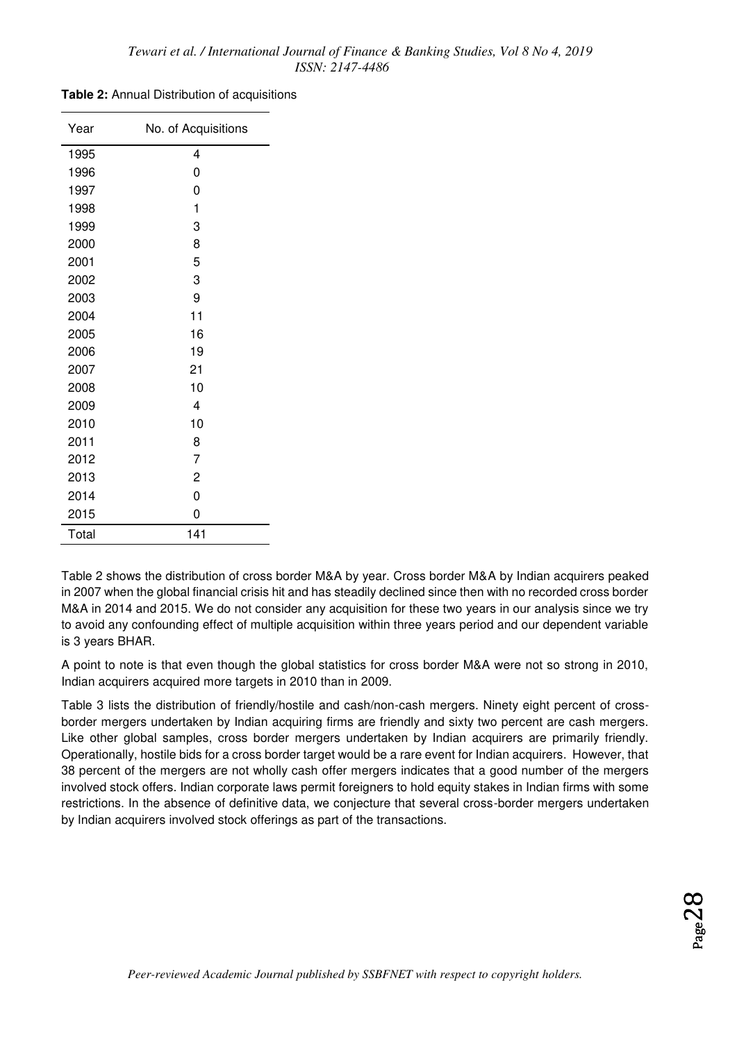**Table 2:** Annual Distribution of acquisitions

| Year | No. of Acquisitions |
|---|---|
| 1995 | 4 |
| 1996 | 0 |
| 1997 | 0 |
| 1998 | 1 |
| 1999 | 3 |
| 2000 | 8 |
| 2001 | 5 |
| 2002 | 3 |
| 2003 | 9 |
| 2004 | 11 |
| 2005 | 16 |
| 2006 | 19 |
| 2007 | 21 |
| 2008 | 10 |
| 2009 | 4 |
| 2010 | 10 |
| 2011 | 8 |
| 2012 | 7 |
| 2013 | 2 |
| 2014 | 0 |
| 2015 | 0 |
| Total | 141 |

Table 2 shows the distribution of cross border M&A by year. Cross border M&A by Indian acquirers peaked in 2007 when the global financial crisis hit and has steadily declined since then with no recorded cross border M&A in 2014 and 2015. We do not consider any acquisition for these two years in our analysis since we try to avoid any confounding effect of multiple acquisition within three years period and our dependent variable is 3 years BHAR.

A point to note is that even though the global statistics for cross border M&A were not so strong in 2010, Indian acquirers acquired more targets in 2010 than in 2009.

Table 3 lists the distribution of friendly/hostile and cash/non-cash mergers. Ninety eight percent of cross-border mergers undertaken by Indian acquiring firms are friendly and sixty two percent are cash mergers. Like other global samples, cross border mergers undertaken by Indian acquirers are primarily friendly. Operationally, hostile bids for a cross border target would be a rare event for Indian acquirers. However, that 38 percent of the mergers are not wholly cash offer mergers indicates that a good number of the mergers involved stock offers. Indian corporate laws permit foreigners to hold equity stakes in Indian firms with some restrictions. In the absence of definitive data, we conjecture that several cross-border mergers undertaken by Indian acquirers involved stock offerings as part of the transactions.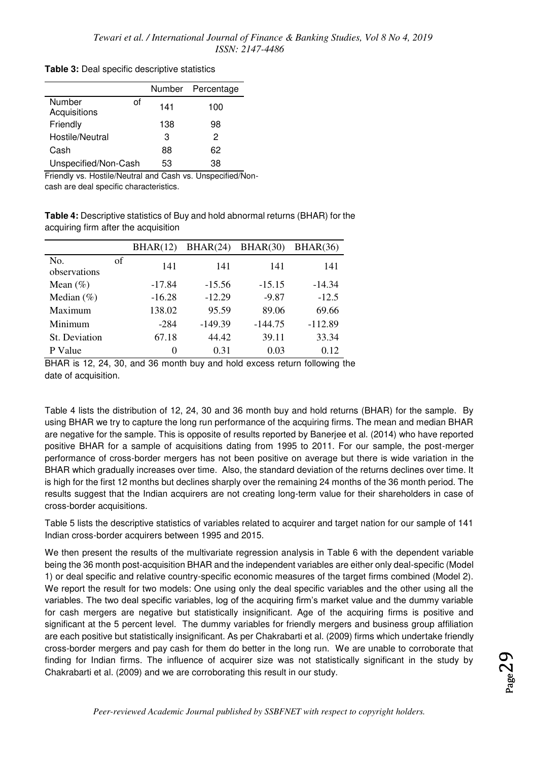**Table 3:** Deal specific descriptive statistics

| | Number | Percentage |
|---|---|---|
| Number of Acquisitions | 141 | 100 |
| Friendly | 138 | 98 |
| Hostile/Neutral | 3 | 2 |
| Cash | 88 | 62 |
| Unspecified/Non-Cash | 53 | 38 |

Friendly vs. Hostile/Neutral and Cash vs. Unspecified/Non-cash are deal specific characteristics.

**Table 4:** Descriptive statistics of Buy and hold abnormal returns (BHAR) for the acquiring firm after the acquisition

| | BHAR(12) | BHAR(24) | BHAR(30) | BHAR(36) |
|---|---|---|---|---|
| No. of observations | 141 | 141 | 141 | 141 |
| Mean (%) | -17.84 | -15.56 | -15.15 | -14.34 |
| Median (%) | -16.28 | -12.29 | -9.87 | -12.5 |
| Maximum | 138.02 | 95.59 | 89.06 | 69.66 |
| Minimum | -284 | -149.39 | -144.75 | -112.89 |
| St. Deviation | 67.18 | 44.42 | 39.11 | 33.34 |
| P Value | 0 | 0.31 | 0.03 | 0.12 |

BHAR is 12, 24, 30, and 36 month buy and hold excess return following the date of acquisition.

Table 4 lists the distribution of 12, 24, 30 and 36 month buy and hold returns (BHAR) for the sample. By using BHAR we try to capture the long run performance of the acquiring firms. The mean and median BHAR are negative for the sample. This is opposite of results reported by Banerjee et al. (2014) who have reported positive BHAR for a sample of acquisitions dating from 1995 to 2011. For our sample, the post-merger performance of cross-border mergers has not been positive on average but there is wide variation in the BHAR which gradually increases over time. Also, the standard deviation of the returns declines over time. It is high for the first 12 months but declines sharply over the remaining 24 months of the 36 month period. The results suggest that the Indian acquirers are not creating long-term value for their shareholders in case of cross-border acquisitions.

Table 5 lists the descriptive statistics of variables related to acquirer and target nation for our sample of 141 Indian cross-border acquirers between 1995 and 2015.

We then present the results of the multivariate regression analysis in Table 6 with the dependent variable being the 36 month post-acquisition BHAR and the independent variables are either only deal-specific (Model 1) or deal specific and relative country-specific economic measures of the target firms combined (Model 2). We report the result for two models: One using only the deal specific variables and the other using all the variables. The two deal specific variables, log of the acquiring firm's market value and the dummy variable for cash mergers are negative but statistically insignificant. Age of the acquiring firms is positive and significant at the 5 percent level. The dummy variables for friendly mergers and business group affiliation are each positive but statistically insignificant. As per Chakrabarti et al. (2009) firms which undertake friendly cross-border mergers and pay cash for them do better in the long run. We are unable to corroborate that finding for Indian firms. The influence of acquirer size was not statistically significant in the study by Chakrabarti et al. (2009) and we are corroborating this result in our study.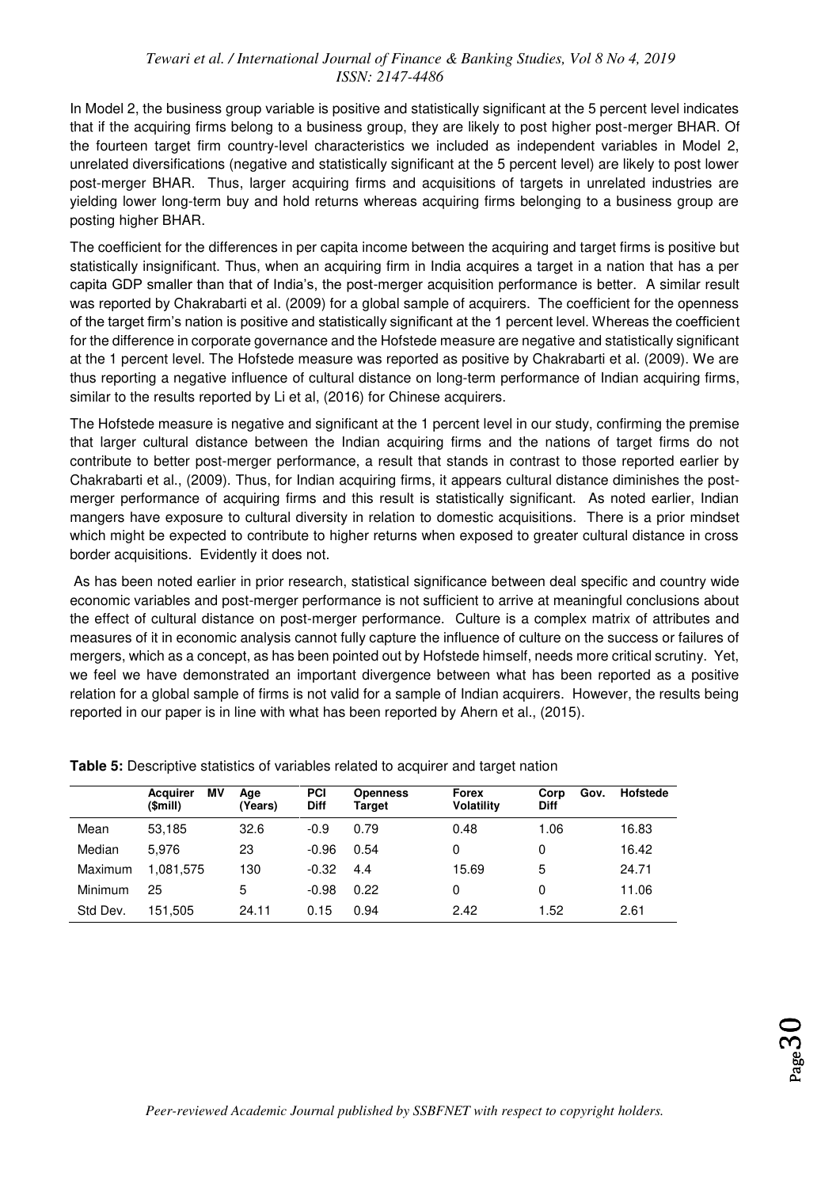In Model 2, the business group variable is positive and statistically significant at the 5 percent level indicates that if the acquiring firms belong to a business group, they are likely to post higher post-merger BHAR. Of the fourteen target firm country-level characteristics we included as independent variables in Model 2, unrelated diversifications (negative and statistically significant at the 5 percent level) are likely to post lower post-merger BHAR. Thus, larger acquiring firms and acquisitions of targets in unrelated industries are yielding lower long-term buy and hold returns whereas acquiring firms belonging to a business group are posting higher BHAR.

The coefficient for the differences in per capita income between the acquiring and target firms is positive but statistically insignificant. Thus, when an acquiring firm in India acquires a target in a nation that has a per capita GDP smaller than that of India's, the post-merger acquisition performance is better. A similar result was reported by Chakrabarti et al. (2009) for a global sample of acquirers. The coefficient for the openness of the target firm's nation is positive and statistically significant at the 1 percent level. Whereas the coefficient for the difference in corporate governance and the Hofstede measure are negative and statistically significant at the 1 percent level. The Hofstede measure was reported as positive by Chakrabarti et al. (2009). We are thus reporting a negative influence of cultural distance on long-term performance of Indian acquiring firms, similar to the results reported by Li et al, (2016) for Chinese acquirers.

The Hofstede measure is negative and significant at the 1 percent level in our study, confirming the premise that larger cultural distance between the Indian acquiring firms and the nations of target firms do not contribute to better post-merger performance, a result that stands in contrast to those reported earlier by Chakrabarti et al., (2009). Thus, for Indian acquiring firms, it appears cultural distance diminishes the post-merger performance of acquiring firms and this result is statistically significant. As noted earlier, Indian mangers have exposure to cultural diversity in relation to domestic acquisitions. There is a prior mindset which might be expected to contribute to higher returns when exposed to greater cultural distance in cross border acquisitions. Evidently it does not.

As has been noted earlier in prior research, statistical significance between deal specific and country wide economic variables and post-merger performance is not sufficient to arrive at meaningful conclusions about the effect of cultural distance on post-merger performance. Culture is a complex matrix of attributes and measures of it in economic analysis cannot fully capture the influence of culture on the success or failures of mergers, which as a concept, as has been pointed out by Hofstede himself, needs more critical scrutiny. Yet, we feel we have demonstrated an important divergence between what has been reported as a positive relation for a global sample of firms is not valid for a sample of Indian acquirers. However, the results being reported in our paper is in line with what has been reported by Ahern et al., (2015).

**Table 5:** Descriptive statistics of variables related to acquirer and target nation

| | Acquirer MV ($mill) | Age (Years) | PCI Diff | Openness Target | Forex Volatility | Corp Gov. Diff | Hofstede |
|---|---|---|---|---|---|---|---|
| Mean | 53,185 | 32.6 | -0.9 | 0.79 | 0.48 | 1.06 | 16.83 |
| Median | 5,976 | 23 | -0.96 | 0.54 | 0 | 0 | 16.42 |
| Maximum | 1,081,575 | 130 | -0.32 | 4.4 | 15.69 | 5 | 24.71 |
| Minimum | 25 | 5 | -0.98 | 0.22 | 0 | 0 | 11.06 |
| Std Dev. | 151,505 | 24.11 | 0.15 | 0.94 | 2.42 | 1.52 | 2.61 |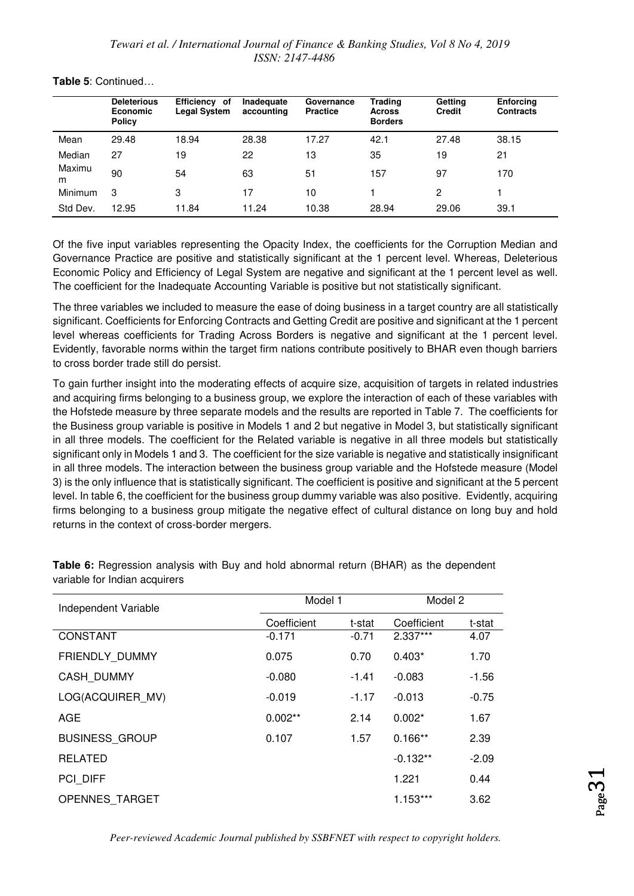**Table 5**: Continued…

| | Deleterious Economic Policy | Efficiency of Legal System | Inadequate accounting | Governance Practice | Trading Across Borders | Getting Credit | Enforcing Contracts |
|---|---|---|---|---|---|---|---|
| Mean | 29.48 | 18.94 | 28.38 | 17.27 | 42.1 | 27.48 | 38.15 |
| Median | 27 | 19 | 22 | 13 | 35 | 19 | 21 |
| Maximum | 90 | 54 | 63 | 51 | 157 | 97 | 170 |
| Minimum | 3 | 3 | 17 | 10 | 1 | 2 | 1 |
| Std Dev. | 12.95 | 11.84 | 11.24 | 10.38 | 28.94 | 29.06 | 39.1 |

Of the five input variables representing the Opacity Index, the coefficients for the Corruption Median and Governance Practice are positive and statistically significant at the 1 percent level. Whereas, Deleterious Economic Policy and Efficiency of Legal System are negative and significant at the 1 percent level as well. The coefficient for the Inadequate Accounting Variable is positive but not statistically significant.

The three variables we included to measure the ease of doing business in a target country are all statistically significant. Coefficients for Enforcing Contracts and Getting Credit are positive and significant at the 1 percent level whereas coefficients for Trading Across Borders is negative and significant at the 1 percent level. Evidently, favorable norms within the target firm nations contribute positively to BHAR even though barriers to cross border trade still do persist.

To gain further insight into the moderating effects of acquire size, acquisition of targets in related industries and acquiring firms belonging to a business group, we explore the interaction of each of these variables with the Hofstede measure by three separate models and the results are reported in Table 7. The coefficients for the Business group variable is positive in Models 1 and 2 but negative in Model 3, but statistically significant in all three models. The coefficient for the Related variable is negative in all three models but statistically significant only in Models 1 and 3. The coefficient for the size variable is negative and statistically insignificant in all three models. The interaction between the business group variable and the Hofstede measure (Model 3) is the only influence that is statistically significant. The coefficient is positive and significant at the 5 percent level. In table 6, the coefficient for the business group dummy variable was also positive. Evidently, acquiring firms belonging to a business group mitigate the negative effect of cultural distance on long buy and hold returns in the context of cross-border mergers.

**Table 6:** Regression analysis with Buy and hold abnormal return (BHAR) as the dependent variable for Indian acquirers

| Independent Variable | Model 1 | | Model 2 | |
|---|---|---|---|---|
| | Coefficient | t-stat | Coefficient | t-stat |
| CONSTANT | -0.171 | -0.71 | 2.337*** | 4.07 |
| FRIENDLY_DUMMY | 0.075 | 0.70 | 0.403* | 1.70 |
| CASH_DUMMY | -0.080 | -1.41 | -0.083 | -1.56 |
| LOG(ACQUIRER_MV) | -0.019 | -1.17 | -0.013 | -0.75 |
| AGE | 0.002** | 2.14 | 0.002* | 1.67 |
| BUSINESS_GROUP | 0.107 | 1.57 | 0.166** | 2.39 |
| RELATED | | | -0.132** | -2.09 |
| PCI_DIFF | | | 1.221 | 0.44 |
| OPENNES_TARGET | | | 1.153*** | 3.62 |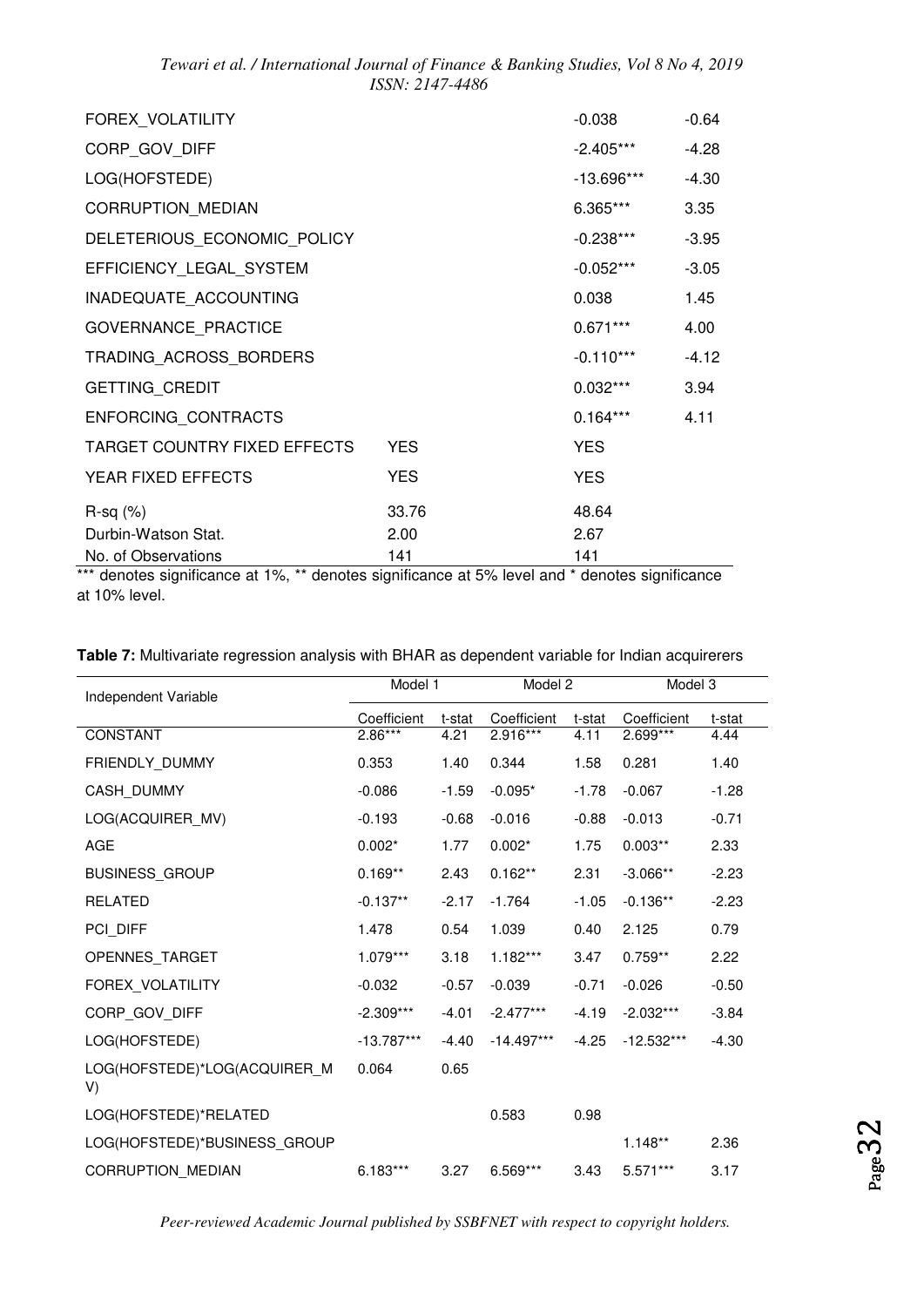| | | | | |
|---|---|---|---|---|
| FOREX_VOLATILITY | | | -0.038 | -0.64 |
| CORP_GOV_DIFF | | | -2.405*** | -4.28 |
| LOG(HOFSTEDE) | | | -13.696*** | -4.30 |
| CORRUPTION_MEDIAN | | | 6.365*** | 3.35 |
| DELETERIOUS_ECONOMIC_POLICY | | | -0.238*** | -3.95 |
| EFFICIENCY_LEGAL_SYSTEM | | | -0.052*** | -3.05 |
| INADEQUATE_ACCOUNTING | | | 0.038 | 1.45 |
| GOVERNANCE_PRACTICE | | | 0.671*** | 4.00 |
| TRADING_ACROSS_BORDERS | | | -0.110*** | -4.12 |
| GETTING_CREDIT | | | 0.032*** | 3.94 |
| ENFORCING_CONTRACTS | | | 0.164*** | 4.11 |
| TARGET COUNTRY FIXED EFFECTS | YES | | YES | |
| YEAR FIXED EFFECTS | YES | | YES | |
| R-sq (%) | 33.76 | | 48.64 | |
| Durbin-Watson Stat. | 2.00 | | 2.67 | |
| No. of Observations | 141 | | 141 | |

*** denotes significance at 1%, ** denotes significance at 5% level and * denotes significance at 10% level.

**Table 7:** Multivariate regression analysis with BHAR as dependent variable for Indian acquirerers

| Independent Variable | Model 1 | | Model 2 | | Model 3 | |
|---|---|---|---|---|---|---|
| | Coefficient | t-stat | Coefficient | t-stat | Coefficient | t-stat |
| CONSTANT | 2.86*** | 4.21 | 2.916*** | 4.11 | 2.699*** | 4.44 |
| FRIENDLY_DUMMY | 0.353 | 1.40 | 0.344 | 1.58 | 0.281 | 1.40 |
| CASH_DUMMY | -0.086 | -1.59 | -0.095* | -1.78 | -0.067 | -1.28 |
| LOG(ACQUIRER_MV) | -0.193 | -0.68 | -0.016 | -0.88 | -0.013 | -0.71 |
| AGE | 0.002* | 1.77 | 0.002* | 1.75 | 0.003** | 2.33 |
| BUSINESS_GROUP | 0.169** | 2.43 | 0.162** | 2.31 | -3.066** | -2.23 |
| RELATED | -0.137** | -2.17 | -1.764 | -1.05 | -0.136** | -2.23 |
| PCI_DIFF | 1.478 | 0.54 | 1.039 | 0.40 | 2.125 | 0.79 |
| OPENNES_TARGET | 1.079*** | 3.18 | 1.182*** | 3.47 | 0.759** | 2.22 |
| FOREX_VOLATILITY | -0.032 | -0.57 | -0.039 | -0.71 | -0.026 | -0.50 |
| CORP_GOV_DIFF | -2.309*** | -4.01 | -2.477*** | -4.19 | -2.032*** | -3.84 |
| LOG(HOFSTEDE) | -13.787*** | -4.40 | -14.497*** | -4.25 | -12.532*** | -4.30 |
| LOG(HOFSTEDE)*LOG(ACQUIRER_MV) | 0.064 | 0.65 | | | | |
| LOG(HOFSTEDE)*RELATED | | | 0.583 | 0.98 | | |
| LOG(HOFSTEDE)*BUSINESS_GROUP | | | | | 1.148** | 2.36 |
| CORRUPTION_MEDIAN | 6.183*** | 3.27 | 6.569*** | 3.43 | 5.571*** | 3.17 |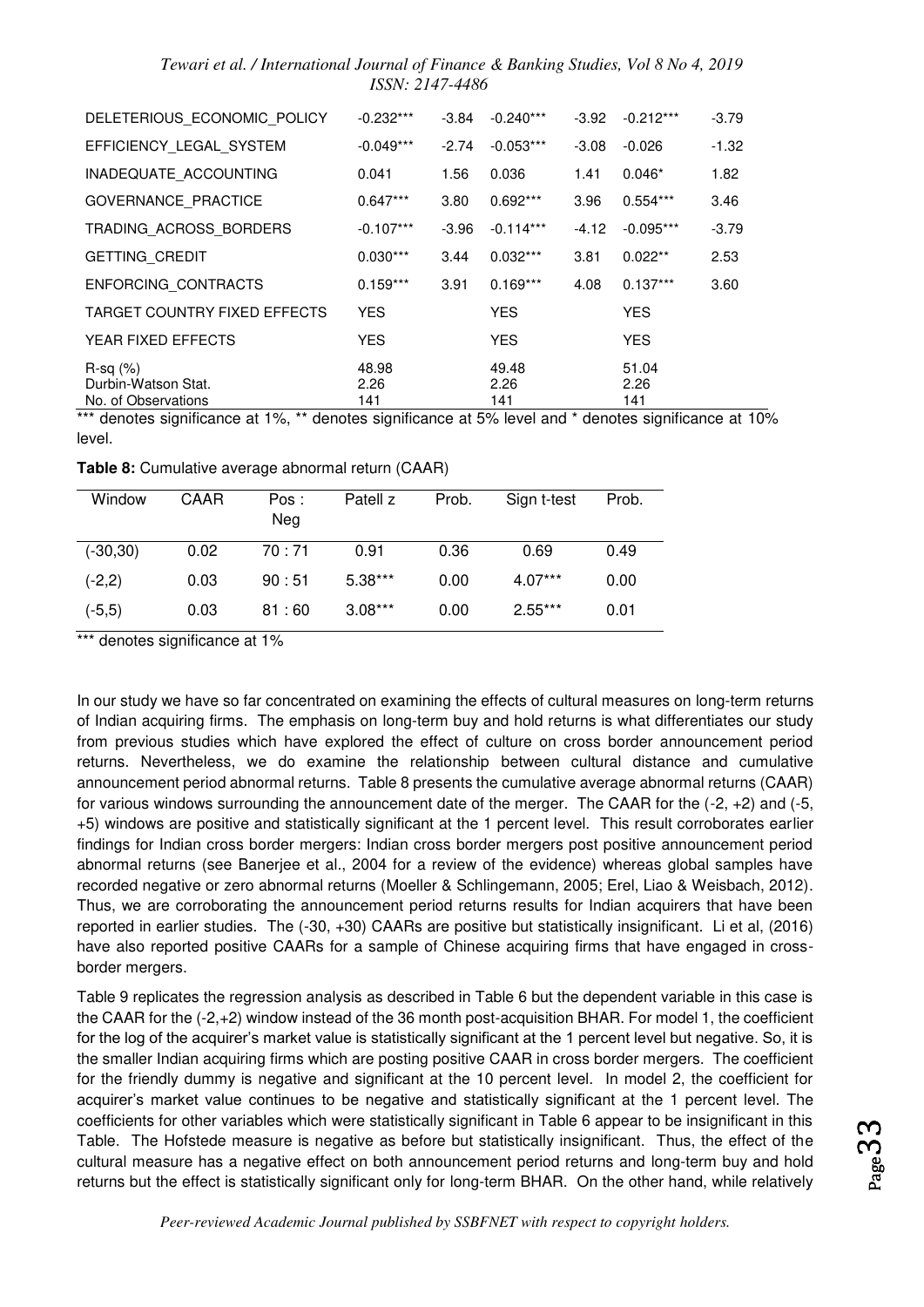| | | | | | | |
|---|---|---|---|---|---|---|
| DELETERIOUS_ECONOMIC_POLICY | -0.232*** | -3.84 | -0.240*** | -3.92 | -0.212*** | -3.79 |
| EFFICIENCY_LEGAL_SYSTEM | -0.049*** | -2.74 | -0.053*** | -3.08 | -0.026 | -1.32 |
| INADEQUATE_ACCOUNTING | 0.041 | 1.56 | 0.036 | 1.41 | 0.046* | 1.82 |
| GOVERNANCE_PRACTICE | 0.647*** | 3.80 | 0.692*** | 3.96 | 0.554*** | 3.46 |
| TRADING_ACROSS_BORDERS | -0.107*** | -3.96 | -0.114*** | -4.12 | -0.095*** | -3.79 |
| GETTING_CREDIT | 0.030*** | 3.44 | 0.032*** | 3.81 | 0.022** | 2.53 |
| ENFORCING_CONTRACTS | 0.159*** | 3.91 | 0.169*** | 4.08 | 0.137*** | 3.60 |
| TARGET COUNTRY FIXED EFFECTS | YES | | YES | | YES | |
| YEAR FIXED EFFECTS | YES | | YES | | YES | |
| R-sq (%) | 48.98 | | 49.48 | | 51.04 | |
| Durbin-Watson Stat. | 2.26 | | 2.26 | | 2.26 | |
| No. of Observations | 141 | | 141 | | 141 | |

*** denotes significance at 1%, ** denotes significance at 5% level and * denotes significance at 10% level.

**Table 8:** Cumulative average abnormal return (CAAR)

| Window | CAAR | Pos : Neg | Patell z | Prob. | Sign t-test | Prob. |
|---|---|---|---|---|---|---|
| (-30,30) | 0.02 | 70 : 71 | 0.91 | 0.36 | 0.69 | 0.49 |
| (-2,2) | 0.03 | 90 : 51 | 5.38*** | 0.00 | 4.07*** | 0.00 |
| (-5,5) | 0.03 | 81 : 60 | 3.08*** | 0.00 | 2.55*** | 0.01 |

*** denotes significance at 1%

In our study we have so far concentrated on examining the effects of cultural measures on long-term returns of Indian acquiring firms. The emphasis on long-term buy and hold returns is what differentiates our study from previous studies which have explored the effect of culture on cross border announcement period returns. Nevertheless, we do examine the relationship between cultural distance and cumulative announcement period abnormal returns. Table 8 presents the cumulative average abnormal returns (CAAR) for various windows surrounding the announcement date of the merger. The CAAR for the (-2, +2) and (-5, +5) windows are positive and statistically significant at the 1 percent level. This result corroborates earlier findings for Indian cross border mergers: Indian cross border mergers post positive announcement period abnormal returns (see Banerjee et al., 2004 for a review of the evidence) whereas global samples have recorded negative or zero abnormal returns (Moeller & Schlingemann, 2005; Erel, Liao & Weisbach, 2012). Thus, we are corroborating the announcement period returns results for Indian acquirers that have been reported in earlier studies. The (-30, +30) CAARs are positive but statistically insignificant. Li et al, (2016) have also reported positive CAARs for a sample of Chinese acquiring firms that have engaged in cross-border mergers.

Table 9 replicates the regression analysis as described in Table 6 but the dependent variable in this case is the CAAR for the (-2,+2) window instead of the 36 month post-acquisition BHAR. For model 1, the coefficient for the log of the acquirer's market value is statistically significant at the 1 percent level but negative. So, it is the smaller Indian acquiring firms which are posting positive CAAR in cross border mergers. The coefficient for the friendly dummy is negative and significant at the 10 percent level. In model 2, the coefficient for acquirer's market value continues to be negative and statistically significant at the 1 percent level. The coefficients for other variables which were statistically significant in Table 6 appear to be insignificant in this Table. The Hofstede measure is negative as before but statistically insignificant. Thus, the effect of the cultural measure has a negative effect on both announcement period returns and long-term buy and hold returns but the effect is statistically significant only for long-term BHAR. On the other hand, while relatively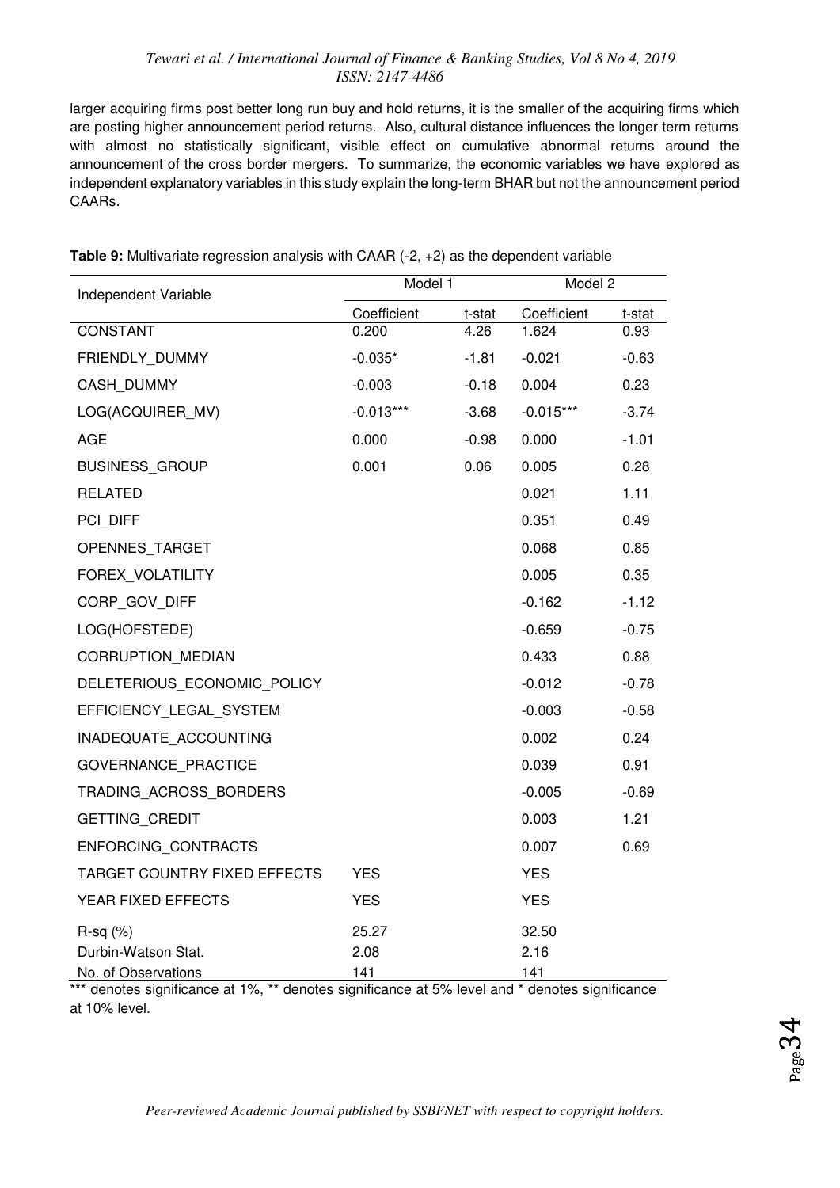larger acquiring firms post better long run buy and hold returns, it is the smaller of the acquiring firms which are posting higher announcement period returns. Also, cultural distance influences the longer term returns with almost no statistically significant, visible effect on cumulative abnormal returns around the announcement of the cross border mergers. To summarize, the economic variables we have explored as independent explanatory variables in this study explain the long-term BHAR but not the announcement period CAARs.

**Table 9:** Multivariate regression analysis with CAAR (-2, +2) as the dependent variable

| Independent Variable | Model 1 | | Model 2 | |
|---|---|---|---|---|
| | Coefficient | t-stat | Coefficient | t-stat |
| CONSTANT | 0.200 | 4.26 | 1.624 | 0.93 |
| FRIENDLY_DUMMY | -0.035* | -1.81 | -0.021 | -0.63 |
| CASH_DUMMY | -0.003 | -0.18 | 0.004 | 0.23 |
| LOG(ACQUIRER_MV) | -0.013*** | -3.68 | -0.015*** | -3.74 |
| AGE | 0.000 | -0.98 | 0.000 | -1.01 |
| BUSINESS_GROUP | 0.001 | 0.06 | 0.005 | 0.28 |
| RELATED | | | 0.021 | 1.11 |
| PCI_DIFF | | | 0.351 | 0.49 |
| OPENNES_TARGET | | | 0.068 | 0.85 |
| FOREX_VOLATILITY | | | 0.005 | 0.35 |
| CORP_GOV_DIFF | | | -0.162 | -1.12 |
| LOG(HOFSTEDE) | | | -0.659 | -0.75 |
| CORRUPTION_MEDIAN | | | 0.433 | 0.88 |
| DELETERIOUS_ECONOMIC_POLICY | | | -0.012 | -0.78 |
| EFFICIENCY_LEGAL_SYSTEM | | | -0.003 | -0.58 |
| INADEQUATE_ACCOUNTING | | | 0.002 | 0.24 |
| GOVERNANCE_PRACTICE | | | 0.039 | 0.91 |
| TRADING_ACROSS_BORDERS | | | -0.005 | -0.69 |
| GETTING_CREDIT | | | 0.003 | 1.21 |
| ENFORCING_CONTRACTS | | | 0.007 | 0.69 |
| TARGET COUNTRY FIXED EFFECTS | YES | | YES | |
| YEAR FIXED EFFECTS | YES | | YES | |
| R-sq (%) | 25.27 | | 32.50 | |
| Durbin-Watson Stat. | 2.08 | | 2.16 | |
| No. of Observations | 141 | | 141 | |

*** denotes significance at 1%, ** denotes significance at 5% level and * denotes significance at 10% level.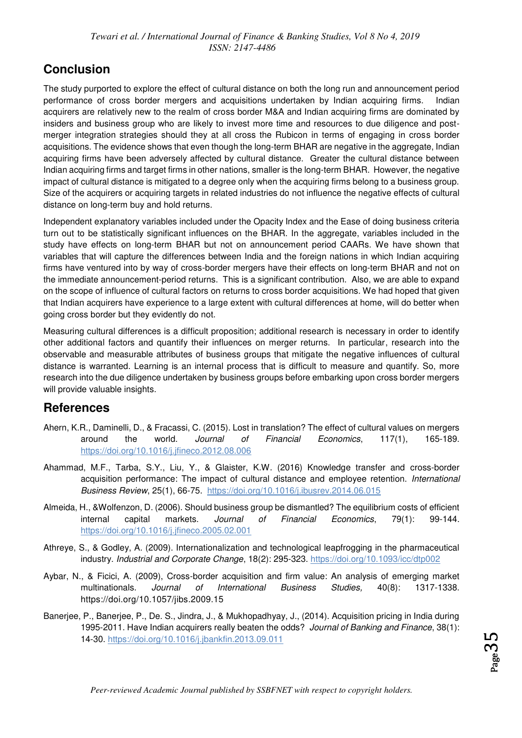## Conclusion

The study purported to explore the effect of cultural distance on both the long run and announcement period performance of cross border mergers and acquisitions undertaken by Indian acquiring firms. Indian acquirers are relatively new to the realm of cross border M&A and Indian acquiring firms are dominated by insiders and business group who are likely to invest more time and resources to due diligence and post-merger integration strategies should they at all cross the Rubicon in terms of engaging in cross border acquisitions. The evidence shows that even though the long-term BHAR are negative in the aggregate, Indian acquiring firms have been adversely affected by cultural distance. Greater the cultural distance between Indian acquiring firms and target firms in other nations, smaller is the long-term BHAR. However, the negative impact of cultural distance is mitigated to a degree only when the acquiring firms belong to a business group. Size of the acquirers or acquiring targets in related industries do not influence the negative effects of cultural distance on long-term buy and hold returns.

Independent explanatory variables included under the Opacity Index and the Ease of doing business criteria turn out to be statistically significant influences on the BHAR. In the aggregate, variables included in the study have effects on long-term BHAR but not on announcement period CAARs. We have shown that variables that will capture the differences between India and the foreign nations in which Indian acquiring firms have ventured into by way of cross-border mergers have their effects on long-term BHAR and not on the immediate announcement-period returns. This is a significant contribution. Also, we are able to expand on the scope of influence of cultural factors on returns to cross border acquisitions. We had hoped that given that Indian acquirers have experience to a large extent with cultural differences at home, will do better when going cross border but they evidently do not.

Measuring cultural differences is a difficult proposition; additional research is necessary in order to identify other additional factors and quantify their influences on merger returns. In particular, research into the observable and measurable attributes of business groups that mitigate the negative influences of cultural distance is warranted. Learning is an internal process that is difficult to measure and quantify. So, more research into the due diligence undertaken by business groups before embarking upon cross border mergers will provide valuable insights.

## References

Ahern, K.R., Daminelli, D., & Fracassi, C. (2015). Lost in translation? The effect of cultural values on mergers around the world. *Journal of Financial Economics*, 117(1), 165-189. https://doi.org/10.1016/j.jfineco.2012.08.006

Ahammad, M.F., Tarba, S.Y., Liu, Y., & Glaister, K.W. (2016) Knowledge transfer and cross-border acquisition performance: The impact of cultural distance and employee retention. *International Business Review*, 25(1), 66-75. https://doi.org/10.1016/j.ibusrev.2014.06.015

Almeida, H., &Wolfenzon, D. (2006). Should business group be dismantled? The equilibrium costs of efficient internal capital markets. *Journal of Financial Economics*, 79(1): 99-144. https://doi.org/10.1016/j.jfineco.2005.02.001

Athreye, S., & Godley, A. (2009). Internationalization and technological leapfrogging in the pharmaceutical industry. *Industrial and Corporate Change*, 18(2): 295-323. https://doi.org/10.1093/icc/dtp002

Aybar, N., & Ficici, A. (2009), Cross-border acquisition and firm value: An analysis of emerging market multinationals. *Journal of International Business Studies,* 40(8): 1317-1338. https://doi.org/10.1057/jibs.2009.15

Banerjee, P., Banerjee, P., De. S., Jindra, J., & Mukhopadhyay, J., (2014). Acquisition pricing in India during 1995-2011. Have Indian acquirers really beaten the odds? *Journal of Banking and Finance*, 38(1): 14-30. https://doi.org/10.1016/j.jbankfin.2013.09.011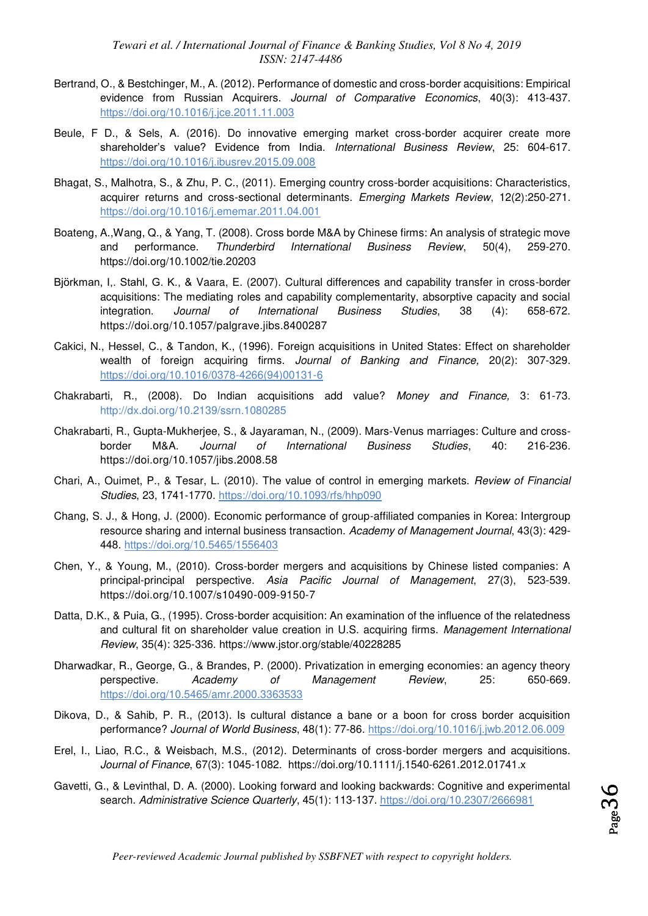Bertrand, O., & Bestchinger, M., A. (2012). Performance of domestic and cross-border acquisitions: Empirical evidence from Russian Acquirers. *Journal of Comparative Economics*, 40(3): 413-437. https://doi.org/10.1016/j.jce.2011.11.003

Beule, F D., & Sels, A. (2016). Do innovative emerging market cross-border acquirer create more shareholder's value? Evidence from India. *International Business Review*, 25: 604-617. https://doi.org/10.1016/j.ibusrev.2015.09.008

Bhagat, S., Malhotra, S., & Zhu, P. C., (2011). Emerging country cross-border acquisitions: Characteristics, acquirer returns and cross-sectional determinants. *Emerging Markets Review*, 12(2):250-271. https://doi.org/10.1016/j.ememar.2011.04.001

Boateng, A.,Wang, Q., & Yang, T. (2008). Cross borde M&A by Chinese firms: An analysis of strategic move and performance. *Thunderbird International Business Review*, 50(4), 259-270. https://doi.org/10.1002/tie.20203

Björkman, I,. Stahl, G. K., & Vaara, E. (2007). Cultural differences and capability transfer in cross-border acquisitions: The mediating roles and capability complementarity, absorptive capacity and social integration. *Journal of International Business Studies*, 38 (4): 658-672. https://doi.org/10.1057/palgrave.jibs.8400287

Cakici, N., Hessel, C., & Tandon, K., (1996). Foreign acquisitions in United States: Effect on shareholder wealth of foreign acquiring firms. *Journal of Banking and Finance,* 20(2): 307-329. https://doi.org/10.1016/0378-4266(94)00131-6

Chakrabarti, R., (2008). Do Indian acquisitions add value? *Money and Finance,* 3: 61-73. http://dx.doi.org/10.2139/ssrn.1080285

Chakrabarti, R., Gupta-Mukherjee, S., & Jayaraman, N., (2009). Mars-Venus marriages: Culture and cross-border M&A. *Journal of International Business Studies*, 40: 216-236. https://doi.org/10.1057/jibs.2008.58

Chari, A., Ouimet, P., & Tesar, L. (2010). The value of control in emerging markets. *Review of Financial Studies*, 23, 1741-1770. https://doi.org/10.1093/rfs/hhp090

Chang, S. J., & Hong, J. (2000). Economic performance of group-affiliated companies in Korea: Intergroup resource sharing and internal business transaction. *Academy of Management Journal*, 43(3): 429-448. https://doi.org/10.5465/1556403

Chen, Y., & Young, M., (2010). Cross-border mergers and acquisitions by Chinese listed companies: A principal-principal perspective. *Asia Pacific Journal of Management*, 27(3), 523-539. https://doi.org/10.1007/s10490-009-9150-7

Datta, D.K., & Puia, G., (1995). Cross-border acquisition: An examination of the influence of the relatedness and cultural fit on shareholder value creation in U.S. acquiring firms. *Management International Review*, 35(4): 325-336. https://www.jstor.org/stable/40228285

Dharwadkar, R., George, G., & Brandes, P. (2000). Privatization in emerging economies: an agency theory perspective. *Academy of Management Review*, 25: 650-669. https://doi.org/10.5465/amr.2000.3363533

Dikova, D., & Sahib, P. R., (2013). Is cultural distance a bane or a boon for cross border acquisition performance? *Journal of World Business*, 48(1): 77-86. https://doi.org/10.1016/j.jwb.2012.06.009

Erel, I., Liao, R.C., & Weisbach, M.S., (2012). Determinants of cross-border mergers and acquisitions. *Journal of Finance*, 67(3): 1045-1082. https://doi.org/10.1111/j.1540-6261.2012.01741.x

Gavetti, G., & Levinthal, D. A. (2000). Looking forward and looking backwards: Cognitive and experimental search. *Administrative Science Quarterly*, 45(1): 113-137. https://doi.org/10.2307/2666981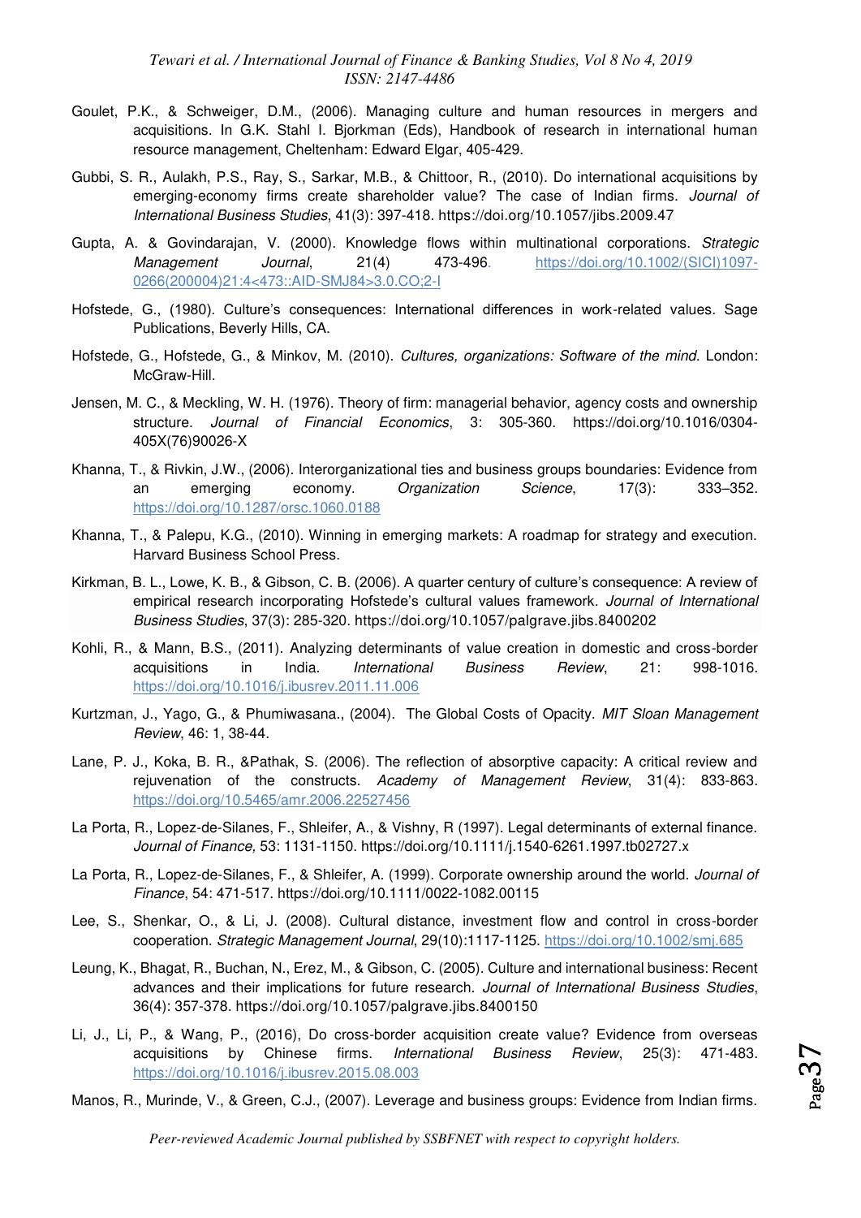Goulet, P.K., & Schweiger, D.M., (2006). Managing culture and human resources in mergers and acquisitions. In G.K. Stahl I. Bjorkman (Eds), Handbook of research in international human resource management, Cheltenham: Edward Elgar, 405-429.

Gubbi, S. R., Aulakh, P.S., Ray, S., Sarkar, M.B., & Chittoor, R., (2010). Do international acquisitions by emerging-economy firms create shareholder value? The case of Indian firms. *Journal of International Business Studies*, 41(3): 397-418. https://doi.org/10.1057/jibs.2009.47

Gupta, A. & Govindarajan, V. (2000). Knowledge flows within multinational corporations. *Strategic Management Journal*, 21(4) 473-496. https://doi.org/10.1002/(SICI)1097-0266(200004)21:4<473::AID-SMJ84>3.0.CO;2-I

Hofstede, G., (1980). Culture's consequences: International differences in work-related values. Sage Publications, Beverly Hills, CA.

Hofstede, G., Hofstede, G., & Minkov, M. (2010). *Cultures, organizations: Software of the mind*. London: McGraw-Hill.

Jensen, M. C., & Meckling, W. H. (1976). Theory of firm: managerial behavior, agency costs and ownership structure. *Journal of Financial Economics*, 3: 305-360. https://doi.org/10.1016/0304-405X(76)90026-X

Khanna, T., & Rivkin, J.W., (2006). Interorganizational ties and business groups boundaries: Evidence from an emerging economy. *Organization Science*, 17(3): 333–352. https://doi.org/10.1287/orsc.1060.0188

Khanna, T., & Palepu, K.G., (2010). Winning in emerging markets: A roadmap for strategy and execution. Harvard Business School Press.

Kirkman, B. L., Lowe, K. B., & Gibson, C. B. (2006). A quarter century of culture's consequence: A review of empirical research incorporating Hofstede's cultural values framework. *Journal of International Business Studies*, 37(3): 285-320. https://doi.org/10.1057/palgrave.jibs.8400202

Kohli, R., & Mann, B.S., (2011). Analyzing determinants of value creation in domestic and cross-border acquisitions in India. *International Business Review*, 21: 998-1016. https://doi.org/10.1016/j.ibusrev.2011.11.006

Kurtzman, J., Yago, G., & Phumiwasana., (2004). The Global Costs of Opacity. *MIT Sloan Management Review*, 46: 1, 38-44.

Lane, P. J., Koka, B. R., &Pathak, S. (2006). The reflection of absorptive capacity: A critical review and rejuvenation of the constructs. *Academy of Management Review*, 31(4): 833-863. https://doi.org/10.5465/amr.2006.22527456

La Porta, R., Lopez-de-Silanes, F., Shleifer, A., & Vishny, R (1997). Legal determinants of external finance. *Journal of Finance,* 53: 1131-1150. https://doi.org/10.1111/j.1540-6261.1997.tb02727.x

La Porta, R., Lopez-de-Silanes, F., & Shleifer, A. (1999). Corporate ownership around the world. *Journal of Finance*, 54: 471-517. https://doi.org/10.1111/0022-1082.00115

Lee, S., Shenkar, O., & Li, J. (2008). Cultural distance, investment flow and control in cross-border cooperation. *Strategic Management Journal*, 29(10):1117-1125. https://doi.org/10.1002/smj.685

Leung, K., Bhagat, R., Buchan, N., Erez, M., & Gibson, C. (2005). Culture and international business: Recent advances and their implications for future research. *Journal of International Business Studies*, 36(4): 357-378. https://doi.org/10.1057/palgrave.jibs.8400150

Li, J., Li, P., & Wang, P., (2016), Do cross-border acquisition create value? Evidence from overseas acquisitions by Chinese firms. *International Business Review*, 25(3): 471-483. https://doi.org/10.1016/j.ibusrev.2015.08.003

Manos, R., Murinde, V., & Green, C.J., (2007). Leverage and business groups: Evidence from Indian firms.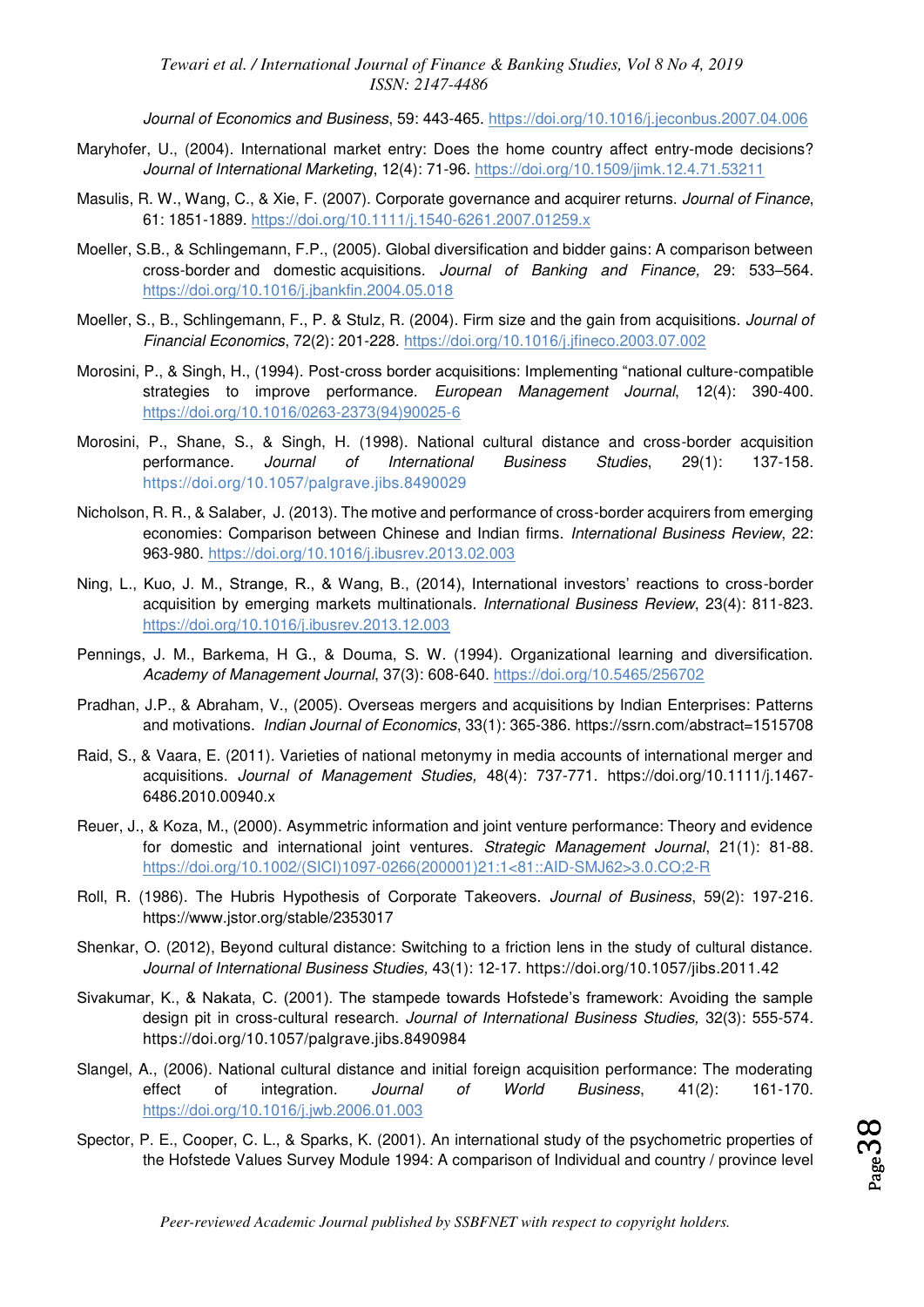*Journal of Economics and Business*, 59: 443-465. https://doi.org/10.1016/j.jeconbus.2007.04.006

Maryhofer, U., (2004). International market entry: Does the home country affect entry-mode decisions? *Journal of International Marketing*, 12(4): 71-96. https://doi.org/10.1509/jimk.12.4.71.53211

Masulis, R. W., Wang, C., & Xie, F. (2007). Corporate governance and acquirer returns. *Journal of Finance*, 61: 1851-1889. https://doi.org/10.1111/j.1540-6261.2007.01259.x

Moeller, S.B., & Schlingemann, F.P., (2005). Global diversification and bidder gains: A comparison between cross-border and domestic acquisitions. *Journal of Banking and Finance,* 29: 533–564. https://doi.org/10.1016/j.jbankfin.2004.05.018

Moeller, S., B., Schlingemann, F., P. & Stulz, R. (2004). Firm size and the gain from acquisitions. *Journal of Financial Economics*, 72(2): 201-228. https://doi.org/10.1016/j.jfineco.2003.07.002

Morosini, P., & Singh, H., (1994). Post-cross border acquisitions: Implementing "national culture-compatible strategies to improve performance. *European Management Journal*, 12(4): 390-400. https://doi.org/10.1016/0263-2373(94)90025-6

Morosini, P., Shane, S., & Singh, H. (1998). National cultural distance and cross-border acquisition performance. *Journal of International Business Studies*, 29(1): 137-158. https://doi.org/10.1057/palgrave.jibs.8490029

Nicholson, R. R., & Salaber, J. (2013). The motive and performance of cross-border acquirers from emerging economies: Comparison between Chinese and Indian firms. *International Business Review*, 22: 963-980. https://doi.org/10.1016/j.ibusrev.2013.02.003

Ning, L., Kuo, J. M., Strange, R., & Wang, B., (2014), International investors' reactions to cross-border acquisition by emerging markets multinationals. *International Business Review*, 23(4): 811-823. https://doi.org/10.1016/j.ibusrev.2013.12.003

Pennings, J. M., Barkema, H G., & Douma, S. W. (1994). Organizational learning and diversification. *Academy of Management Journal*, 37(3): 608-640. https://doi.org/10.5465/256702

Pradhan, J.P., & Abraham, V., (2005). Overseas mergers and acquisitions by Indian Enterprises: Patterns and motivations. *Indian Journal of Economics*, 33(1): 365-386. https://ssrn.com/abstract=1515708

Raid, S., & Vaara, E. (2011). Varieties of national metonymy in media accounts of international merger and acquisitions. *Journal of Management Studies,* 48(4): 737-771. https://doi.org/10.1111/j.1467-6486.2010.00940.x

Reuer, J., & Koza, M., (2000). Asymmetric information and joint venture performance: Theory and evidence for domestic and international joint ventures. *Strategic Management Journal*, 21(1): 81-88. https://doi.org/10.1002/(SICI)1097-0266(200001)21:1<81::AID-SMJ62>3.0.CO;2-R

Roll, R. (1986). The Hubris Hypothesis of Corporate Takeovers. *Journal of Business*, 59(2): 197-216. https://www.jstor.org/stable/2353017

Shenkar, O. (2012), Beyond cultural distance: Switching to a friction lens in the study of cultural distance. *Journal of International Business Studies,* 43(1): 12-17. https://doi.org/10.1057/jibs.2011.42

Sivakumar, K., & Nakata, C. (2001). The stampede towards Hofstede's framework: Avoiding the sample design pit in cross-cultural research. *Journal of International Business Studies,* 32(3): 555-574. https://doi.org/10.1057/palgrave.jibs.8490984

Slangel, A., (2006). National cultural distance and initial foreign acquisition performance: The moderating effect of integration. *Journal of World Business*, 41(2): 161-170. https://doi.org/10.1016/j.jwb.2006.01.003

Spector, P. E., Cooper, C. L., & Sparks, K. (2001). An international study of the psychometric properties of the Hofstede Values Survey Module 1994: A comparison of Individual and country / province level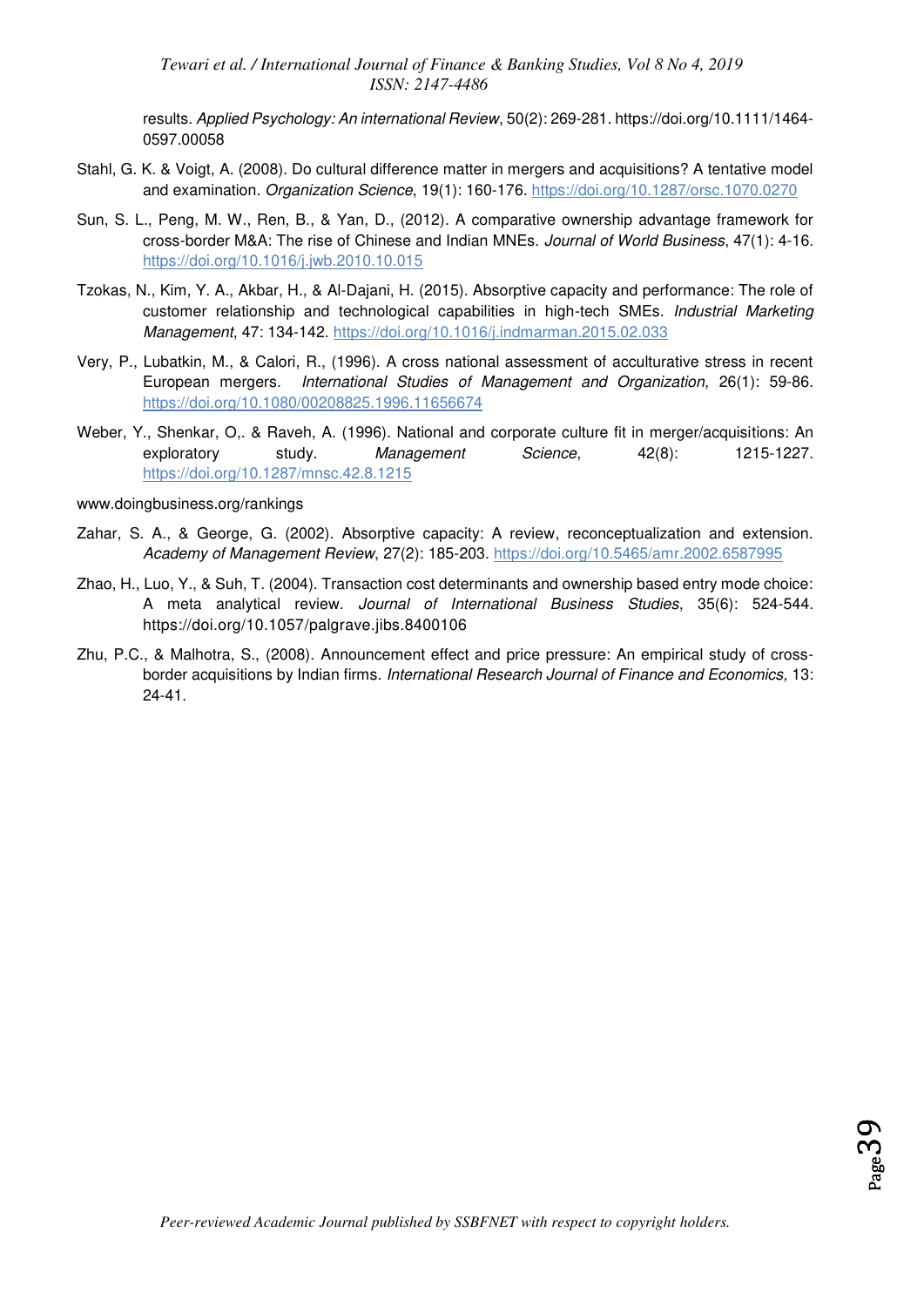results. *Applied Psychology: An international Review*, 50(2): 269-281. https://doi.org/10.1111/1464-0597.00058

Stahl, G. K. & Voigt, A. (2008). Do cultural difference matter in mergers and acquisitions? A tentative model and examination. *Organization Science*, 19(1): 160-176. https://doi.org/10.1287/orsc.1070.0270

Sun, S. L., Peng, M. W., Ren, B., & Yan, D., (2012). A comparative ownership advantage framework for cross-border M&A: The rise of Chinese and Indian MNEs. *Journal of World Business*, 47(1): 4-16. https://doi.org/10.1016/j.jwb.2010.10.015

Tzokas, N., Kim, Y. A., Akbar, H., & Al-Dajani, H. (2015). Absorptive capacity and performance: The role of customer relationship and technological capabilities in high-tech SMEs. *Industrial Marketing Management*, 47: 134-142. https://doi.org/10.1016/j.indmarman.2015.02.033

Very, P., Lubatkin, M., & Calori, R., (1996). A cross national assessment of acculturative stress in recent European mergers. *International Studies of Management and Organization,* 26(1): 59-86. https://doi.org/10.1080/00208825.1996.11656674

Weber, Y., Shenkar, O,. & Raveh, A. (1996). National and corporate culture fit in merger/acquisitions: An exploratory study. *Management Science*, 42(8): 1215-1227. https://doi.org/10.1287/mnsc.42.8.1215

www.doingbusiness.org/rankings

Zahar, S. A., & George, G. (2002). Absorptive capacity: A review, reconceptualization and extension. *Academy of Management Review*, 27(2): 185-203. https://doi.org/10.5465/amr.2002.6587995

Zhao, H., Luo, Y., & Suh, T. (2004). Transaction cost determinants and ownership based entry mode choice: A meta analytical review. *Journal of International Business Studies*, 35(6): 524-544. https://doi.org/10.1057/palgrave.jibs.8400106

Zhu, P.C., & Malhotra, S., (2008). Announcement effect and price pressure: An empirical study of cross-border acquisitions by Indian firms. *International Research Journal of Finance and Economics,* 13: 24-41.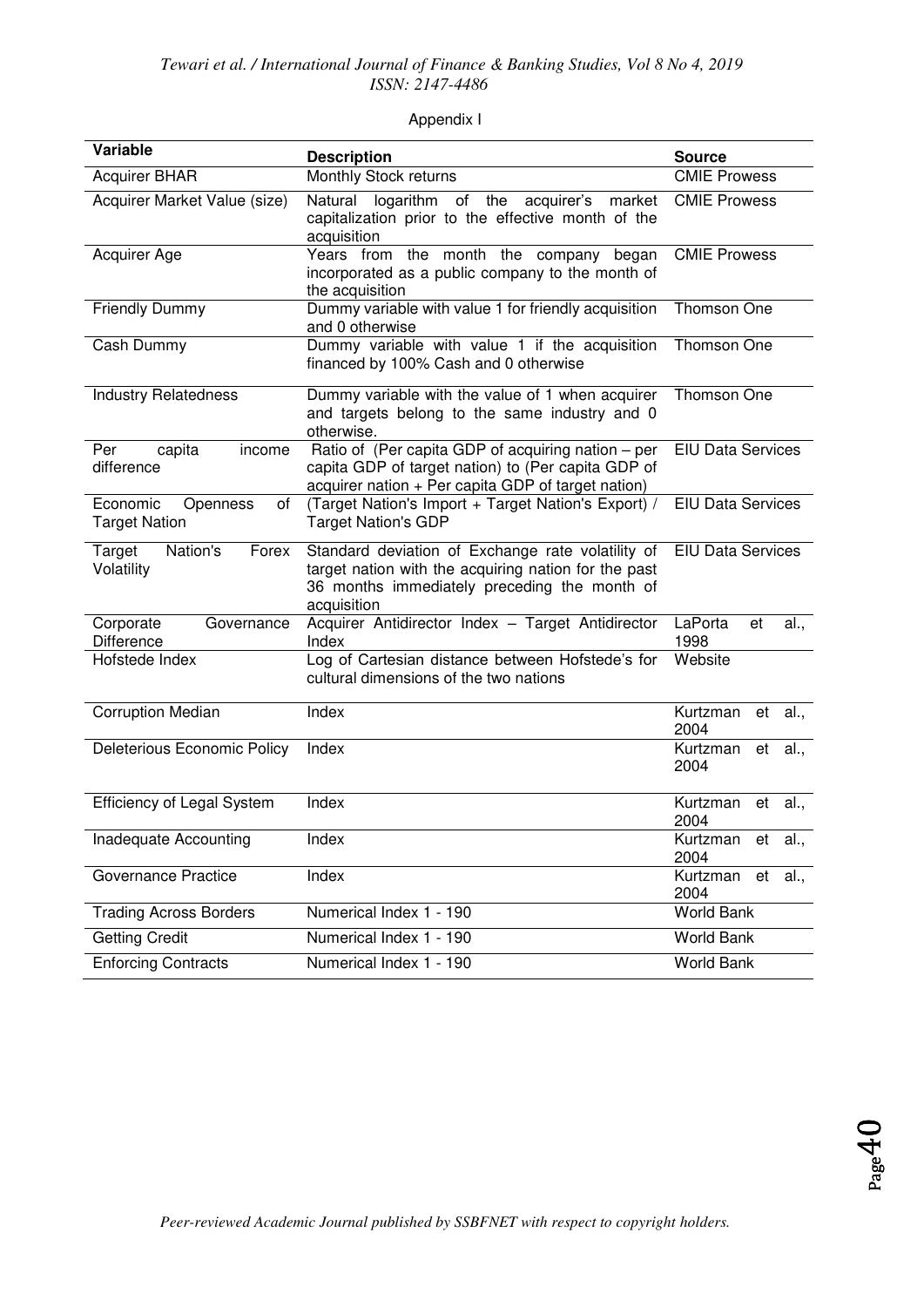Appendix I

| Variable | Description | Source |
| --- | --- | --- |
| Acquirer BHAR | Monthly Stock returns | CMIE Prowess |
| Acquirer Market Value (size) | Natural logarithm of the acquirer's market capitalization prior to the effective month of the acquisition | CMIE Prowess |
| Acquirer Age | Years from the month the company began incorporated as a public company to the month of the acquisition | CMIE Prowess |
| Friendly Dummy | Dummy variable with value 1 for friendly acquisition and 0 otherwise | Thomson One |
| Cash Dummy | Dummy variable with value 1 if the acquisition financed by 100% Cash and 0 otherwise | Thomson One |
| Industry Relatedness | Dummy variable with the value of 1 when acquirer and targets belong to the same industry and 0 otherwise. | Thomson One |
| Per capita income difference | Ratio of (Per capita GDP of acquiring nation – per capita GDP of target nation) to (Per capita GDP of acquirer nation + Per capita GDP of target nation) | EIU Data Services |
| Economic Openness of Target Nation | (Target Nation's Import + Target Nation's Export) / Target Nation's GDP | EIU Data Services |
| Target Nation's Forex Volatility | Standard deviation of Exchange rate volatility of target nation with the acquiring nation for the past 36 months immediately preceding the month of acquisition | EIU Data Services |
| Corporate Governance Difference | Acquirer Antidirector Index – Target Antidirector Index | LaPorta et al., 1998 |
| Hofstede Index | Log of Cartesian distance between Hofstede's for cultural dimensions of the two nations | Website |
| Corruption Median | Index | Kurtzman et al., 2004 |
| Deleterious Economic Policy | Index | Kurtzman et al., 2004 |
| Efficiency of Legal System | Index | Kurtzman et al., 2004 |
| Inadequate Accounting | Index | Kurtzman et al., 2004 |
| Governance Practice | Index | Kurtzman et al., 2004 |
| Trading Across Borders | Numerical Index 1 - 190 | World Bank |
| Getting Credit | Numerical Index 1 - 190 | World Bank |
| Enforcing Contracts | Numerical Index 1 - 190 | World Bank |